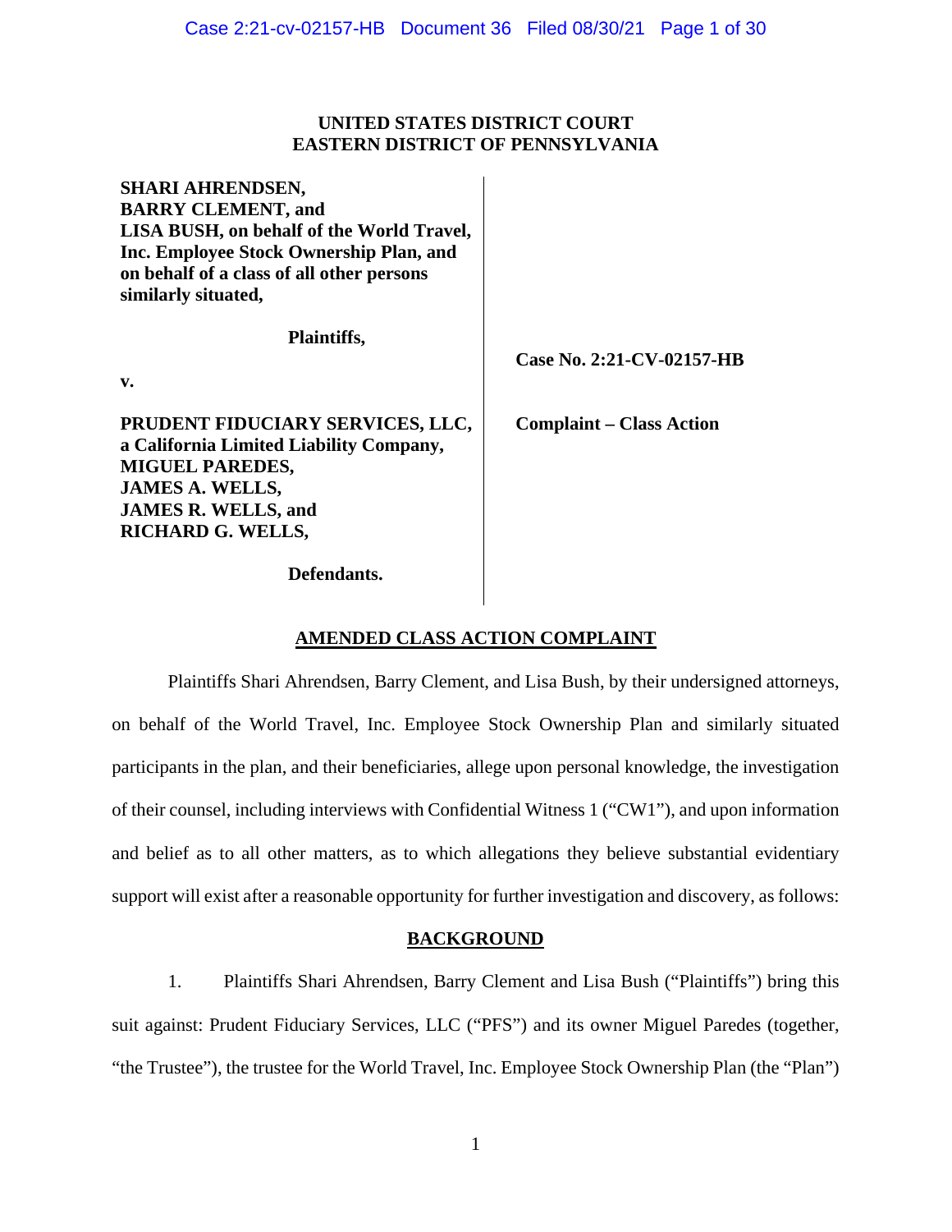**UNITED STATES DISTRICT COURT**
**EASTERN DISTRICT OF PENNSYLVANIA**

**SHARI AHRENDSEN,**
**BARRY CLEMENT, and**
**LISA BUSH, on behalf of the World Travel, Inc. Employee Stock Ownership Plan, and on behalf of a class of all other persons similarly situated,**

**Plaintiffs,**

**v.**

**PRUDENT FIDUCIARY SERVICES, LLC, a California Limited Liability Company,**
**MIGUEL PAREDES,**
**JAMES A. WELLS,**
**JAMES R. WELLS, and**
**RICHARD G. WELLS,**

**Defendants.**

**Case No. 2:21-CV-02157-HB**

**Complaint – Class Action**

## AMENDED CLASS ACTION COMPLAINT

Plaintiffs Shari Ahrendsen, Barry Clement, and Lisa Bush, by their undersigned attorneys, on behalf of the World Travel, Inc. Employee Stock Ownership Plan and similarly situated participants in the plan, and their beneficiaries, allege upon personal knowledge, the investigation of their counsel, including interviews with Confidential Witness 1 ("CW1"), and upon information and belief as to all other matters, as to which allegations they believe substantial evidentiary support will exist after a reasonable opportunity for further investigation and discovery, as follows:

## BACKGROUND

1. Plaintiffs Shari Ahrendsen, Barry Clement and Lisa Bush ("Plaintiffs") bring this suit against: Prudent Fiduciary Services, LLC ("PFS") and its owner Miguel Paredes (together, "the Trustee"), the trustee for the World Travel, Inc. Employee Stock Ownership Plan (the "Plan")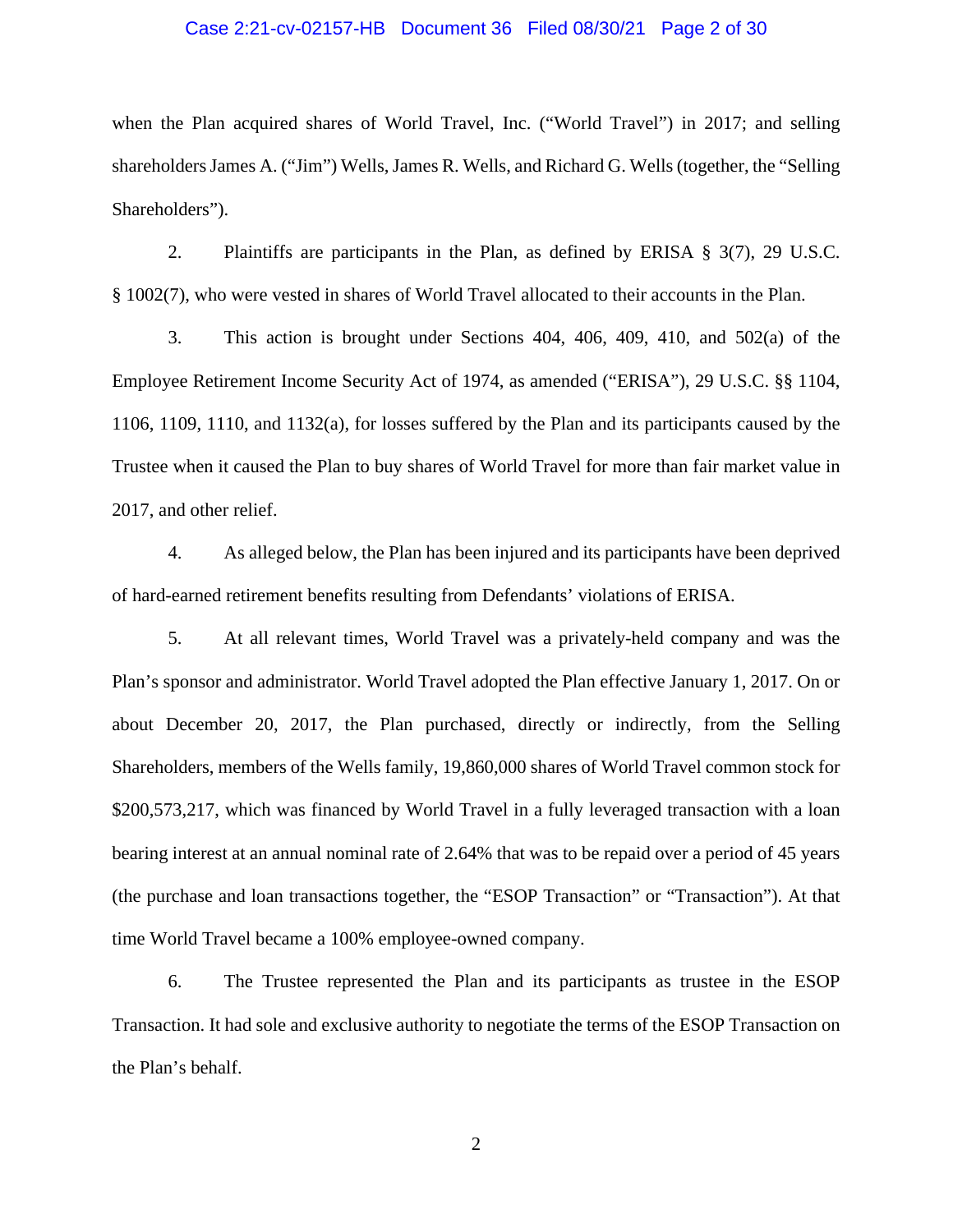when the Plan acquired shares of World Travel, Inc. ("World Travel") in 2017; and selling shareholders James A. ("Jim") Wells, James R. Wells, and Richard G. Wells (together, the "Selling Shareholders").

2. Plaintiffs are participants in the Plan, as defined by ERISA § 3(7), 29 U.S.C. § 1002(7), who were vested in shares of World Travel allocated to their accounts in the Plan.

3. This action is brought under Sections 404, 406, 409, 410, and 502(a) of the Employee Retirement Income Security Act of 1974, as amended ("ERISA"), 29 U.S.C. §§ 1104, 1106, 1109, 1110, and 1132(a), for losses suffered by the Plan and its participants caused by the Trustee when it caused the Plan to buy shares of World Travel for more than fair market value in 2017, and other relief.

4. As alleged below, the Plan has been injured and its participants have been deprived of hard-earned retirement benefits resulting from Defendants' violations of ERISA.

5. At all relevant times, World Travel was a privately-held company and was the Plan's sponsor and administrator. World Travel adopted the Plan effective January 1, 2017. On or about December 20, 2017, the Plan purchased, directly or indirectly, from the Selling Shareholders, members of the Wells family, 19,860,000 shares of World Travel common stock for $200,573,217, which was financed by World Travel in a fully leveraged transaction with a loan bearing interest at an annual nominal rate of 2.64% that was to be repaid over a period of 45 years (the purchase and loan transactions together, the "ESOP Transaction" or "Transaction"). At that time World Travel became a 100% employee-owned company.

6. The Trustee represented the Plan and its participants as trustee in the ESOP Transaction. It had sole and exclusive authority to negotiate the terms of the ESOP Transaction on the Plan's behalf.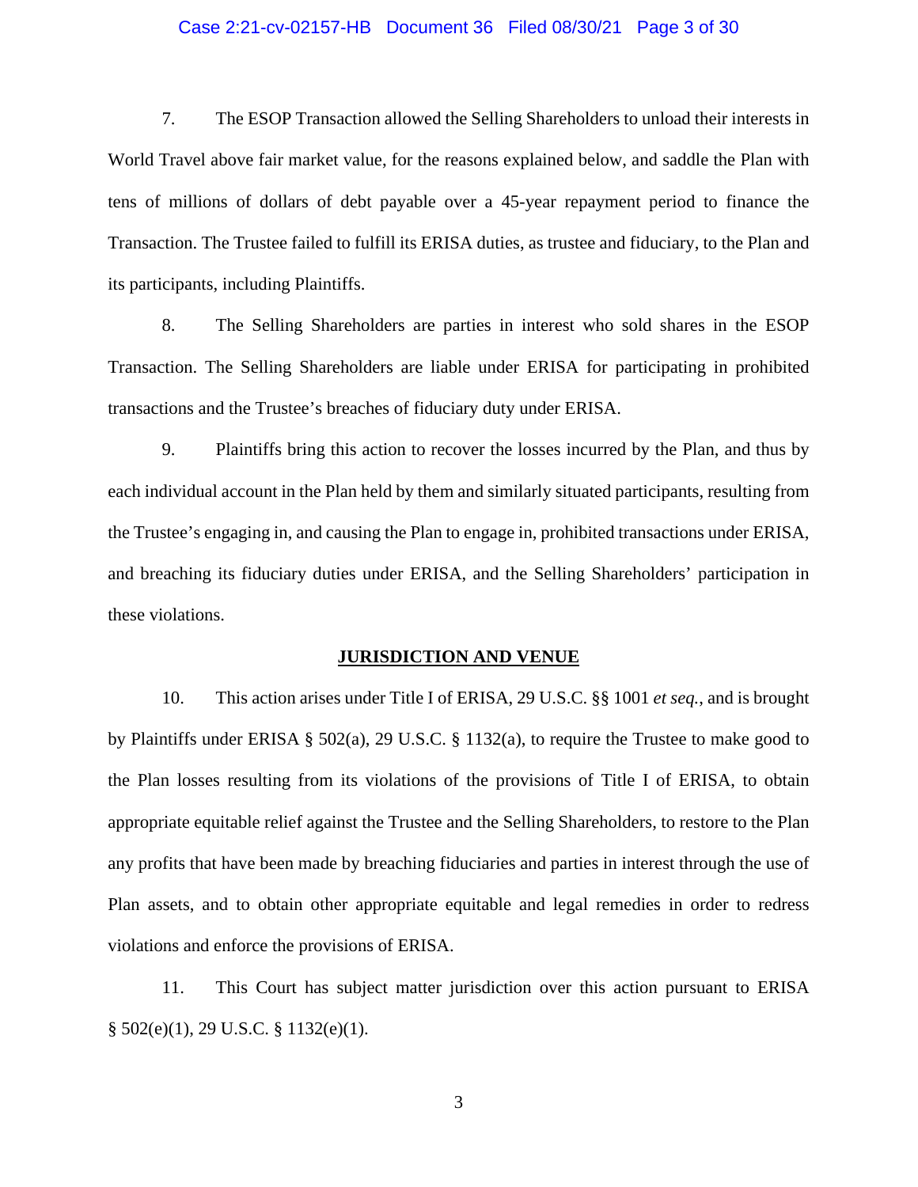7. The ESOP Transaction allowed the Selling Shareholders to unload their interests in World Travel above fair market value, for the reasons explained below, and saddle the Plan with tens of millions of dollars of debt payable over a 45-year repayment period to finance the Transaction. The Trustee failed to fulfill its ERISA duties, as trustee and fiduciary, to the Plan and its participants, including Plaintiffs.

8. The Selling Shareholders are parties in interest who sold shares in the ESOP Transaction. The Selling Shareholders are liable under ERISA for participating in prohibited transactions and the Trustee's breaches of fiduciary duty under ERISA.

9. Plaintiffs bring this action to recover the losses incurred by the Plan, and thus by each individual account in the Plan held by them and similarly situated participants, resulting from the Trustee's engaging in, and causing the Plan to engage in, prohibited transactions under ERISA, and breaching its fiduciary duties under ERISA, and the Selling Shareholders' participation in these violations.

## JURISDICTION AND VENUE

10. This action arises under Title I of ERISA, 29 U.S.C. §§ 1001 *et seq.*, and is brought by Plaintiffs under ERISA § 502(a), 29 U.S.C. § 1132(a), to require the Trustee to make good to the Plan losses resulting from its violations of the provisions of Title I of ERISA, to obtain appropriate equitable relief against the Trustee and the Selling Shareholders, to restore to the Plan any profits that have been made by breaching fiduciaries and parties in interest through the use of Plan assets, and to obtain other appropriate equitable and legal remedies in order to redress violations and enforce the provisions of ERISA.

11. This Court has subject matter jurisdiction over this action pursuant to ERISA § 502(e)(1), 29 U.S.C. § 1132(e)(1).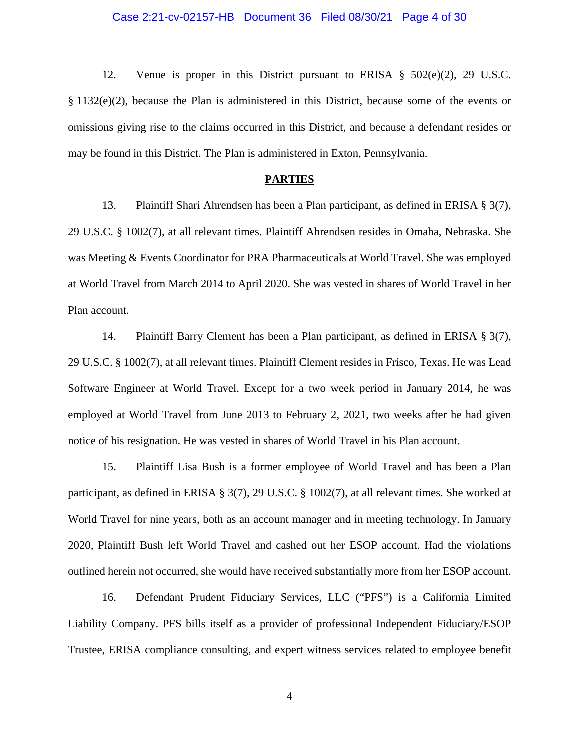12. Venue is proper in this District pursuant to ERISA § 502(e)(2), 29 U.S.C. § 1132(e)(2), because the Plan is administered in this District, because some of the events or omissions giving rise to the claims occurred in this District, and because a defendant resides or may be found in this District. The Plan is administered in Exton, Pennsylvania.

## PARTIES

13. Plaintiff Shari Ahrendsen has been a Plan participant, as defined in ERISA § 3(7), 29 U.S.C. § 1002(7), at all relevant times. Plaintiff Ahrendsen resides in Omaha, Nebraska. She was Meeting & Events Coordinator for PRA Pharmaceuticals at World Travel. She was employed at World Travel from March 2014 to April 2020. She was vested in shares of World Travel in her Plan account.

14. Plaintiff Barry Clement has been a Plan participant, as defined in ERISA § 3(7), 29 U.S.C. § 1002(7), at all relevant times. Plaintiff Clement resides in Frisco, Texas. He was Lead Software Engineer at World Travel. Except for a two week period in January 2014, he was employed at World Travel from June 2013 to February 2, 2021, two weeks after he had given notice of his resignation. He was vested in shares of World Travel in his Plan account.

15. Plaintiff Lisa Bush is a former employee of World Travel and has been a Plan participant, as defined in ERISA § 3(7), 29 U.S.C. § 1002(7), at all relevant times. She worked at World Travel for nine years, both as an account manager and in meeting technology. In January 2020, Plaintiff Bush left World Travel and cashed out her ESOP account. Had the violations outlined herein not occurred, she would have received substantially more from her ESOP account.

16. Defendant Prudent Fiduciary Services, LLC ("PFS") is a California Limited Liability Company. PFS bills itself as a provider of professional Independent Fiduciary/ESOP Trustee, ERISA compliance consulting, and expert witness services related to employee benefit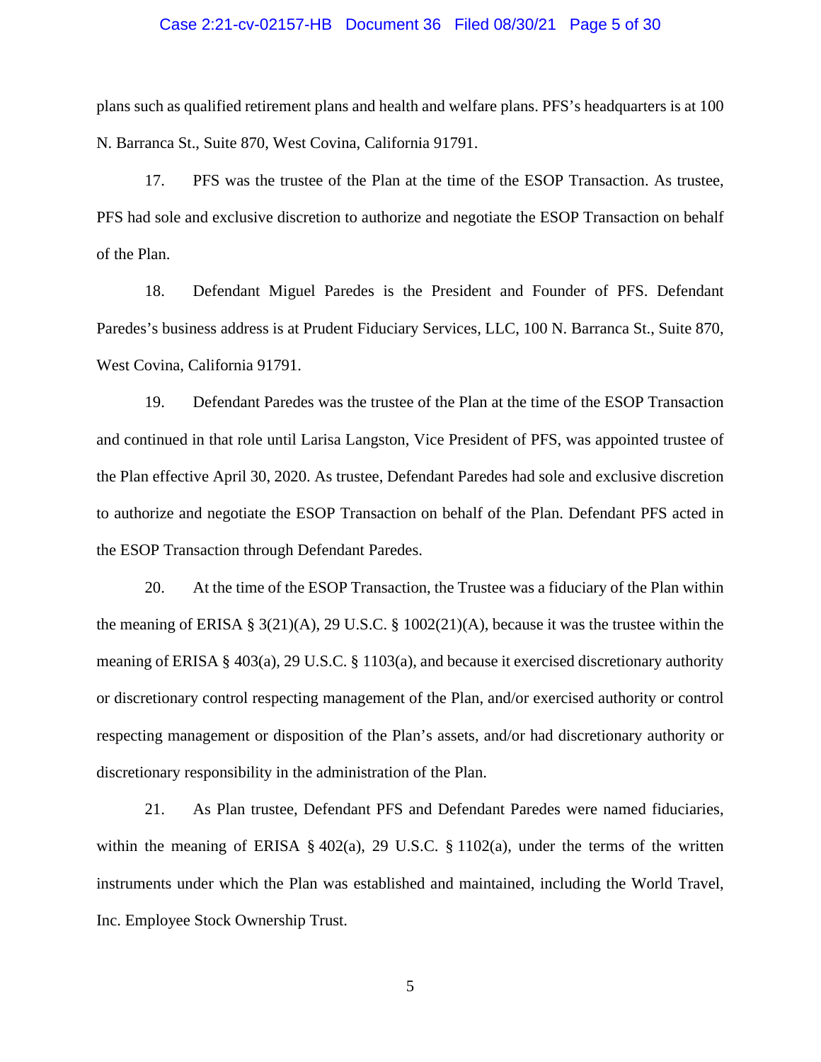plans such as qualified retirement plans and health and welfare plans. PFS's headquarters is at 100 N. Barranca St., Suite 870, West Covina, California 91791.

17. PFS was the trustee of the Plan at the time of the ESOP Transaction. As trustee, PFS had sole and exclusive discretion to authorize and negotiate the ESOP Transaction on behalf of the Plan.

18. Defendant Miguel Paredes is the President and Founder of PFS. Defendant Paredes's business address is at Prudent Fiduciary Services, LLC, 100 N. Barranca St., Suite 870, West Covina, California 91791.

19. Defendant Paredes was the trustee of the Plan at the time of the ESOP Transaction and continued in that role until Larisa Langston, Vice President of PFS, was appointed trustee of the Plan effective April 30, 2020. As trustee, Defendant Paredes had sole and exclusive discretion to authorize and negotiate the ESOP Transaction on behalf of the Plan. Defendant PFS acted in the ESOP Transaction through Defendant Paredes.

20. At the time of the ESOP Transaction, the Trustee was a fiduciary of the Plan within the meaning of ERISA § 3(21)(A), 29 U.S.C. § 1002(21)(A), because it was the trustee within the meaning of ERISA § 403(a), 29 U.S.C. § 1103(a), and because it exercised discretionary authority or discretionary control respecting management of the Plan, and/or exercised authority or control respecting management or disposition of the Plan's assets, and/or had discretionary authority or discretionary responsibility in the administration of the Plan.

21. As Plan trustee, Defendant PFS and Defendant Paredes were named fiduciaries, within the meaning of ERISA § 402(a), 29 U.S.C. § 1102(a), under the terms of the written instruments under which the Plan was established and maintained, including the World Travel, Inc. Employee Stock Ownership Trust.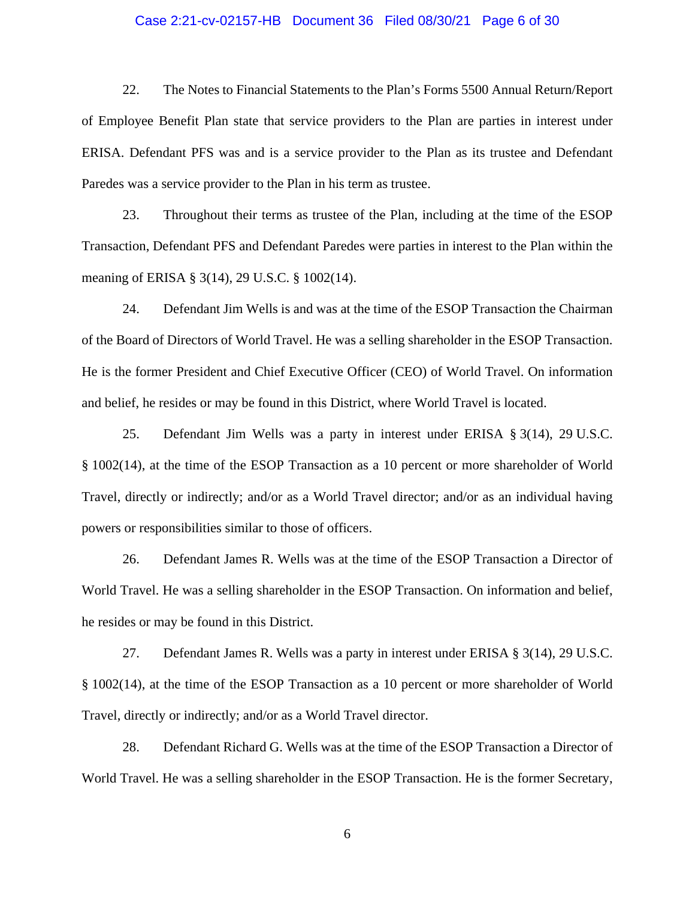22. The Notes to Financial Statements to the Plan's Forms 5500 Annual Return/Report of Employee Benefit Plan state that service providers to the Plan are parties in interest under ERISA. Defendant PFS was and is a service provider to the Plan as its trustee and Defendant Paredes was a service provider to the Plan in his term as trustee.

23. Throughout their terms as trustee of the Plan, including at the time of the ESOP Transaction, Defendant PFS and Defendant Paredes were parties in interest to the Plan within the meaning of ERISA § 3(14), 29 U.S.C. § 1002(14).

24. Defendant Jim Wells is and was at the time of the ESOP Transaction the Chairman of the Board of Directors of World Travel. He was a selling shareholder in the ESOP Transaction. He is the former President and Chief Executive Officer (CEO) of World Travel. On information and belief, he resides or may be found in this District, where World Travel is located.

25. Defendant Jim Wells was a party in interest under ERISA § 3(14), 29 U.S.C. § 1002(14), at the time of the ESOP Transaction as a 10 percent or more shareholder of World Travel, directly or indirectly; and/or as a World Travel director; and/or as an individual having powers or responsibilities similar to those of officers.

26. Defendant James R. Wells was at the time of the ESOP Transaction a Director of World Travel. He was a selling shareholder in the ESOP Transaction. On information and belief, he resides or may be found in this District.

27. Defendant James R. Wells was a party in interest under ERISA § 3(14), 29 U.S.C. § 1002(14), at the time of the ESOP Transaction as a 10 percent or more shareholder of World Travel, directly or indirectly; and/or as a World Travel director.

28. Defendant Richard G. Wells was at the time of the ESOP Transaction a Director of World Travel. He was a selling shareholder in the ESOP Transaction. He is the former Secretary,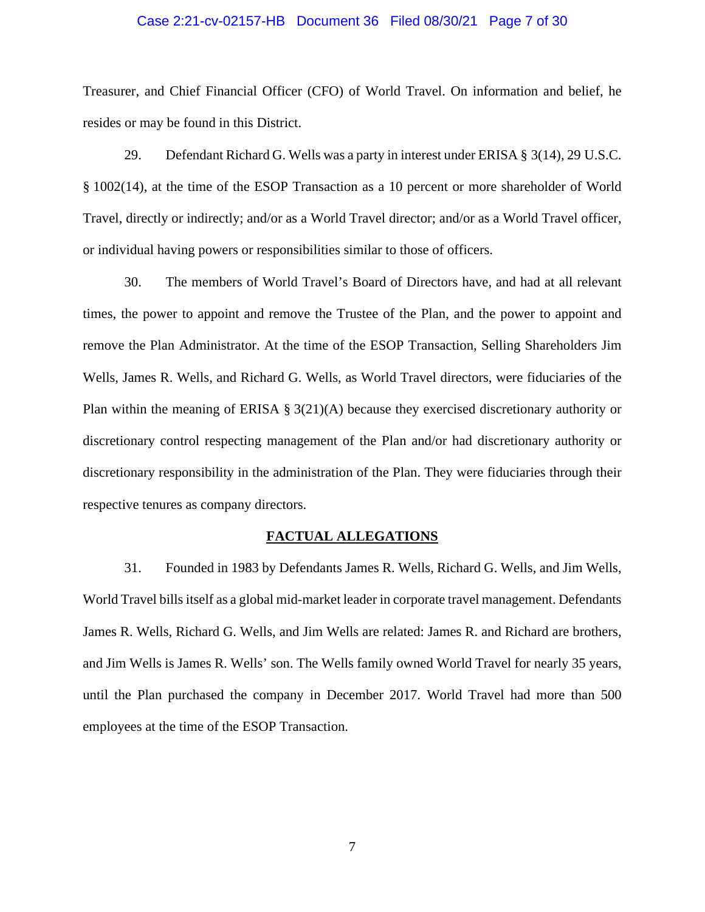Treasurer, and Chief Financial Officer (CFO) of World Travel. On information and belief, he resides or may be found in this District.

29. Defendant Richard G. Wells was a party in interest under ERISA § 3(14), 29 U.S.C. § 1002(14), at the time of the ESOP Transaction as a 10 percent or more shareholder of World Travel, directly or indirectly; and/or as a World Travel director; and/or as a World Travel officer, or individual having powers or responsibilities similar to those of officers.

30. The members of World Travel's Board of Directors have, and had at all relevant times, the power to appoint and remove the Trustee of the Plan, and the power to appoint and remove the Plan Administrator. At the time of the ESOP Transaction, Selling Shareholders Jim Wells, James R. Wells, and Richard G. Wells, as World Travel directors, were fiduciaries of the Plan within the meaning of ERISA § 3(21)(A) because they exercised discretionary authority or discretionary control respecting management of the Plan and/or had discretionary authority or discretionary responsibility in the administration of the Plan. They were fiduciaries through their respective tenures as company directors.

## FACTUAL ALLEGATIONS

31. Founded in 1983 by Defendants James R. Wells, Richard G. Wells, and Jim Wells, World Travel bills itself as a global mid-market leader in corporate travel management. Defendants James R. Wells, Richard G. Wells, and Jim Wells are related: James R. and Richard are brothers, and Jim Wells is James R. Wells' son. The Wells family owned World Travel for nearly 35 years, until the Plan purchased the company in December 2017. World Travel had more than 500 employees at the time of the ESOP Transaction.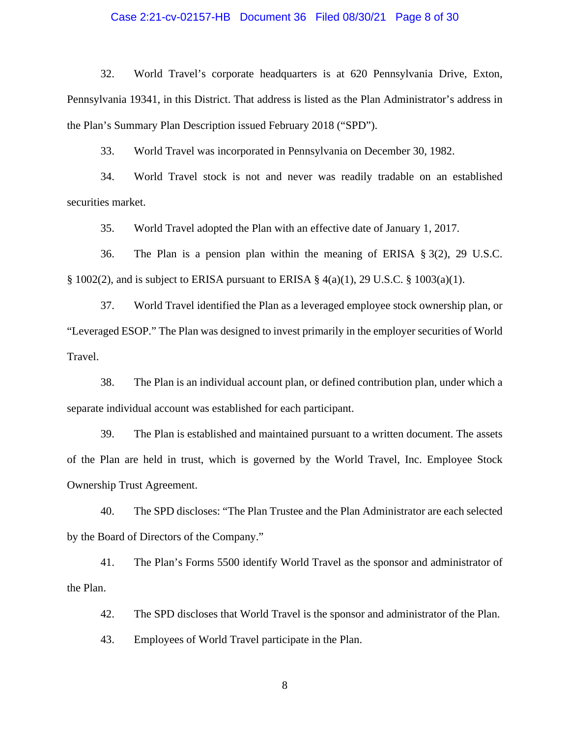32. World Travel's corporate headquarters is at 620 Pennsylvania Drive, Exton, Pennsylvania 19341, in this District. That address is listed as the Plan Administrator's address in the Plan's Summary Plan Description issued February 2018 ("SPD").

33. World Travel was incorporated in Pennsylvania on December 30, 1982.

34. World Travel stock is not and never was readily tradable on an established securities market.

35. World Travel adopted the Plan with an effective date of January 1, 2017.

36. The Plan is a pension plan within the meaning of ERISA § 3(2), 29 U.S.C. § 1002(2), and is subject to ERISA pursuant to ERISA § 4(a)(1), 29 U.S.C. § 1003(a)(1).

37. World Travel identified the Plan as a leveraged employee stock ownership plan, or "Leveraged ESOP." The Plan was designed to invest primarily in the employer securities of World Travel.

38. The Plan is an individual account plan, or defined contribution plan, under which a separate individual account was established for each participant.

39. The Plan is established and maintained pursuant to a written document. The assets of the Plan are held in trust, which is governed by the World Travel, Inc. Employee Stock Ownership Trust Agreement.

40. The SPD discloses: "The Plan Trustee and the Plan Administrator are each selected by the Board of Directors of the Company."

41. The Plan's Forms 5500 identify World Travel as the sponsor and administrator of the Plan.

42. The SPD discloses that World Travel is the sponsor and administrator of the Plan.

43. Employees of World Travel participate in the Plan.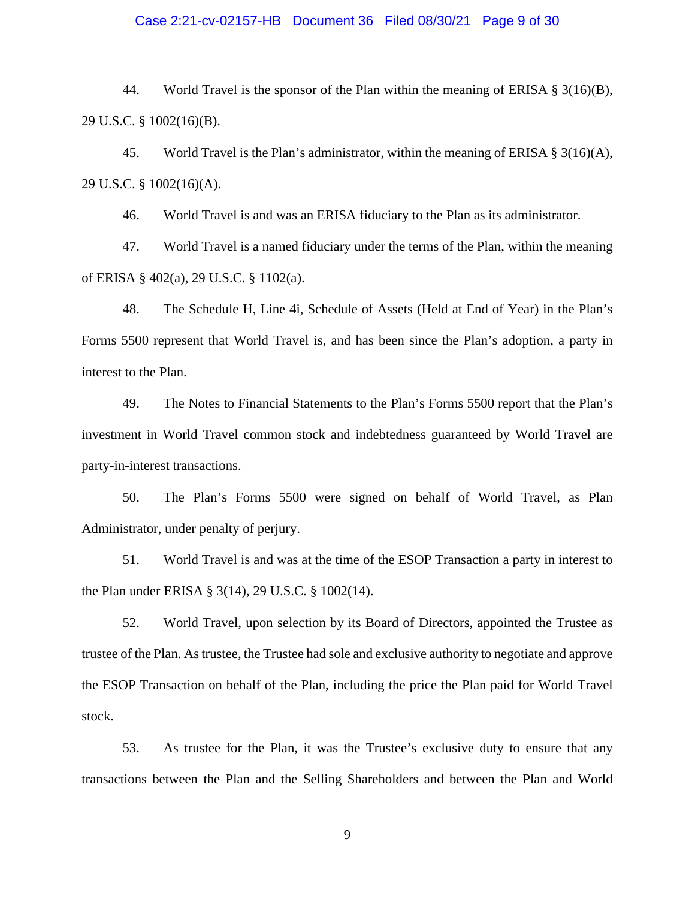44. World Travel is the sponsor of the Plan within the meaning of ERISA § 3(16)(B), 29 U.S.C. § 1002(16)(B).

45. World Travel is the Plan's administrator, within the meaning of ERISA § 3(16)(A), 29 U.S.C. § 1002(16)(A).

46. World Travel is and was an ERISA fiduciary to the Plan as its administrator.

47. World Travel is a named fiduciary under the terms of the Plan, within the meaning of ERISA § 402(a), 29 U.S.C. § 1102(a).

48. The Schedule H, Line 4i, Schedule of Assets (Held at End of Year) in the Plan's Forms 5500 represent that World Travel is, and has been since the Plan's adoption, a party in interest to the Plan.

49. The Notes to Financial Statements to the Plan's Forms 5500 report that the Plan's investment in World Travel common stock and indebtedness guaranteed by World Travel are party-in-interest transactions.

50. The Plan's Forms 5500 were signed on behalf of World Travel, as Plan Administrator, under penalty of perjury.

51. World Travel is and was at the time of the ESOP Transaction a party in interest to the Plan under ERISA § 3(14), 29 U.S.C. § 1002(14).

52. World Travel, upon selection by its Board of Directors, appointed the Trustee as trustee of the Plan. As trustee, the Trustee had sole and exclusive authority to negotiate and approve the ESOP Transaction on behalf of the Plan, including the price the Plan paid for World Travel stock.

53. As trustee for the Plan, it was the Trustee's exclusive duty to ensure that any transactions between the Plan and the Selling Shareholders and between the Plan and World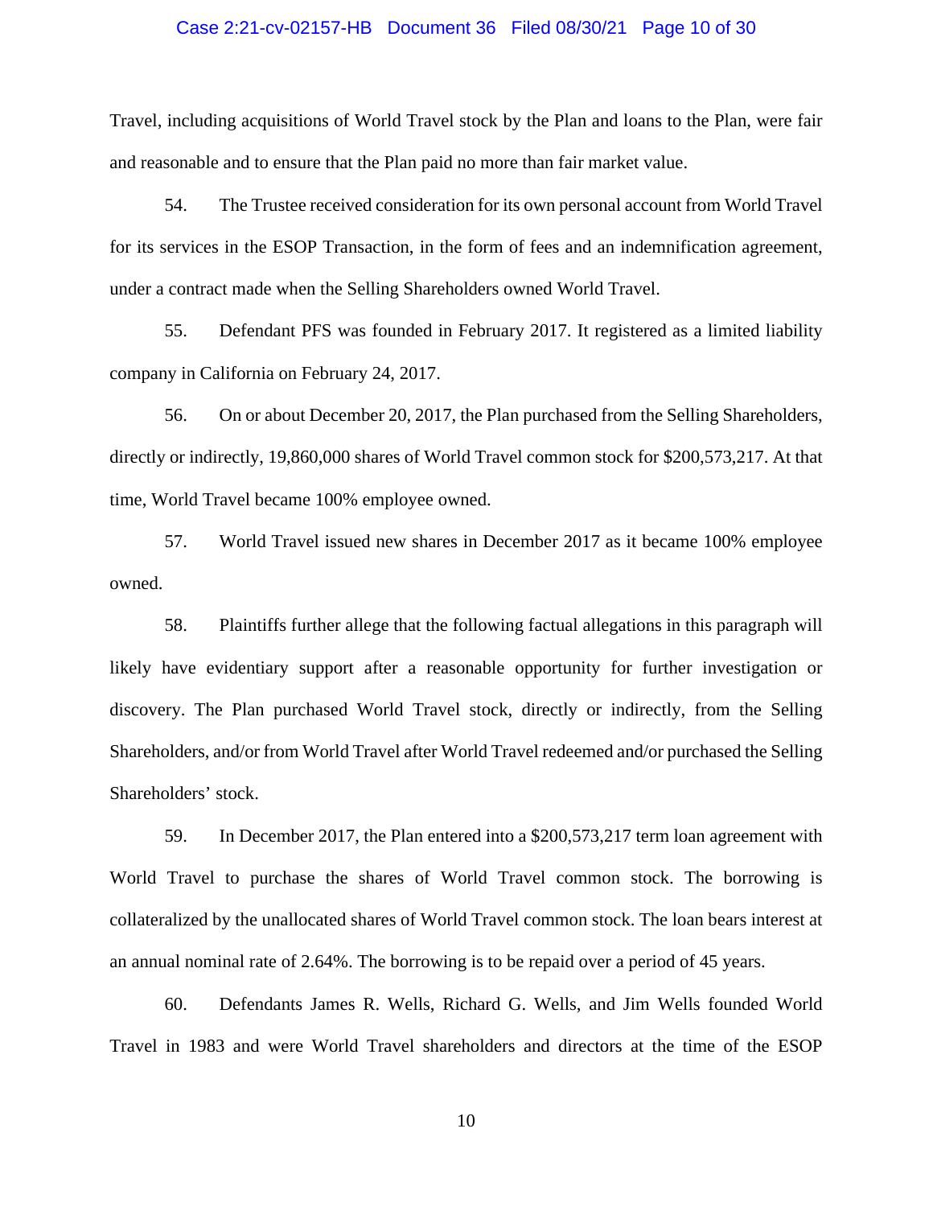Travel, including acquisitions of World Travel stock by the Plan and loans to the Plan, were fair and reasonable and to ensure that the Plan paid no more than fair market value.

54. The Trustee received consideration for its own personal account from World Travel for its services in the ESOP Transaction, in the form of fees and an indemnification agreement, under a contract made when the Selling Shareholders owned World Travel.

55. Defendant PFS was founded in February 2017. It registered as a limited liability company in California on February 24, 2017.

56. On or about December 20, 2017, the Plan purchased from the Selling Shareholders, directly or indirectly, 19,860,000 shares of World Travel common stock for $200,573,217. At that time, World Travel became 100% employee owned.

57. World Travel issued new shares in December 2017 as it became 100% employee owned.

58. Plaintiffs further allege that the following factual allegations in this paragraph will likely have evidentiary support after a reasonable opportunity for further investigation or discovery. The Plan purchased World Travel stock, directly or indirectly, from the Selling Shareholders, and/or from World Travel after World Travel redeemed and/or purchased the Selling Shareholders' stock.

59. In December 2017, the Plan entered into a $200,573,217 term loan agreement with World Travel to purchase the shares of World Travel common stock. The borrowing is collateralized by the unallocated shares of World Travel common stock. The loan bears interest at an annual nominal rate of 2.64%. The borrowing is to be repaid over a period of 45 years.

60. Defendants James R. Wells, Richard G. Wells, and Jim Wells founded World Travel in 1983 and were World Travel shareholders and directors at the time of the ESOP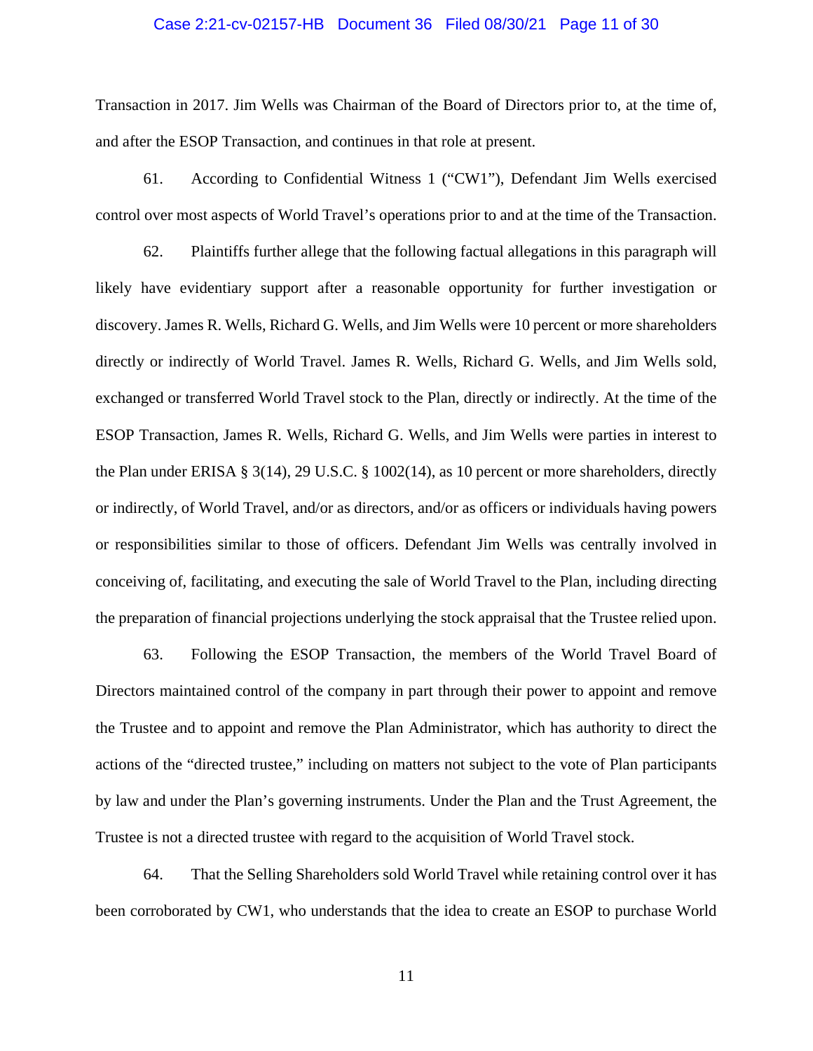Transaction in 2017. Jim Wells was Chairman of the Board of Directors prior to, at the time of, and after the ESOP Transaction, and continues in that role at present.

61. According to Confidential Witness 1 ("CW1"), Defendant Jim Wells exercised control over most aspects of World Travel's operations prior to and at the time of the Transaction.

62. Plaintiffs further allege that the following factual allegations in this paragraph will likely have evidentiary support after a reasonable opportunity for further investigation or discovery. James R. Wells, Richard G. Wells, and Jim Wells were 10 percent or more shareholders directly or indirectly of World Travel. James R. Wells, Richard G. Wells, and Jim Wells sold, exchanged or transferred World Travel stock to the Plan, directly or indirectly. At the time of the ESOP Transaction, James R. Wells, Richard G. Wells, and Jim Wells were parties in interest to the Plan under ERISA § 3(14), 29 U.S.C. § 1002(14), as 10 percent or more shareholders, directly or indirectly, of World Travel, and/or as directors, and/or as officers or individuals having powers or responsibilities similar to those of officers. Defendant Jim Wells was centrally involved in conceiving of, facilitating, and executing the sale of World Travel to the Plan, including directing the preparation of financial projections underlying the stock appraisal that the Trustee relied upon.

63. Following the ESOP Transaction, the members of the World Travel Board of Directors maintained control of the company in part through their power to appoint and remove the Trustee and to appoint and remove the Plan Administrator, which has authority to direct the actions of the "directed trustee," including on matters not subject to the vote of Plan participants by law and under the Plan's governing instruments. Under the Plan and the Trust Agreement, the Trustee is not a directed trustee with regard to the acquisition of World Travel stock.

64. That the Selling Shareholders sold World Travel while retaining control over it has been corroborated by CW1, who understands that the idea to create an ESOP to purchase World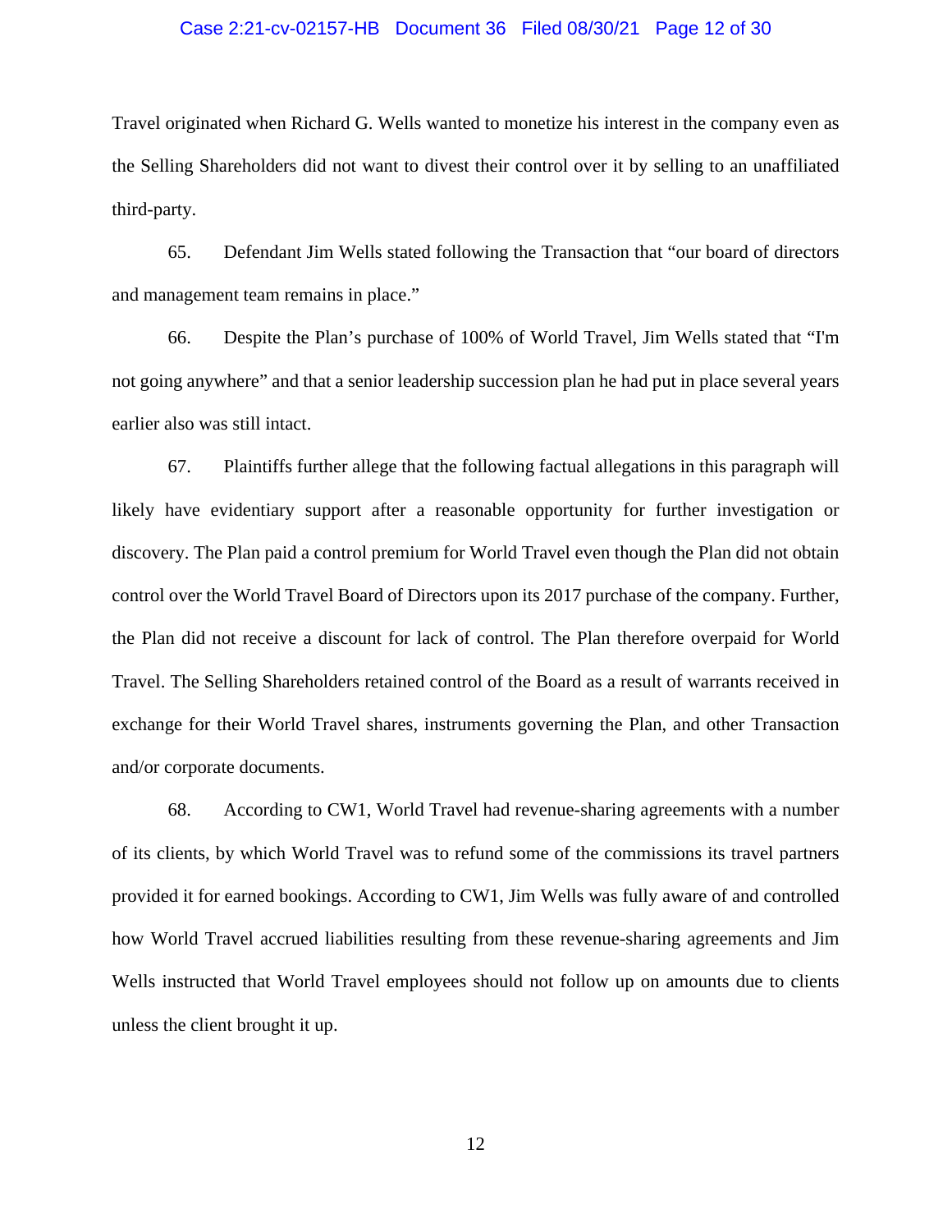Travel originated when Richard G. Wells wanted to monetize his interest in the company even as the Selling Shareholders did not want to divest their control over it by selling to an unaffiliated third-party.

65. Defendant Jim Wells stated following the Transaction that "our board of directors and management team remains in place."

66. Despite the Plan's purchase of 100% of World Travel, Jim Wells stated that "I'm not going anywhere" and that a senior leadership succession plan he had put in place several years earlier also was still intact.

67. Plaintiffs further allege that the following factual allegations in this paragraph will likely have evidentiary support after a reasonable opportunity for further investigation or discovery. The Plan paid a control premium for World Travel even though the Plan did not obtain control over the World Travel Board of Directors upon its 2017 purchase of the company. Further, the Plan did not receive a discount for lack of control. The Plan therefore overpaid for World Travel. The Selling Shareholders retained control of the Board as a result of warrants received in exchange for their World Travel shares, instruments governing the Plan, and other Transaction and/or corporate documents.

68. According to CW1, World Travel had revenue-sharing agreements with a number of its clients, by which World Travel was to refund some of the commissions its travel partners provided it for earned bookings. According to CW1, Jim Wells was fully aware of and controlled how World Travel accrued liabilities resulting from these revenue-sharing agreements and Jim Wells instructed that World Travel employees should not follow up on amounts due to clients unless the client brought it up.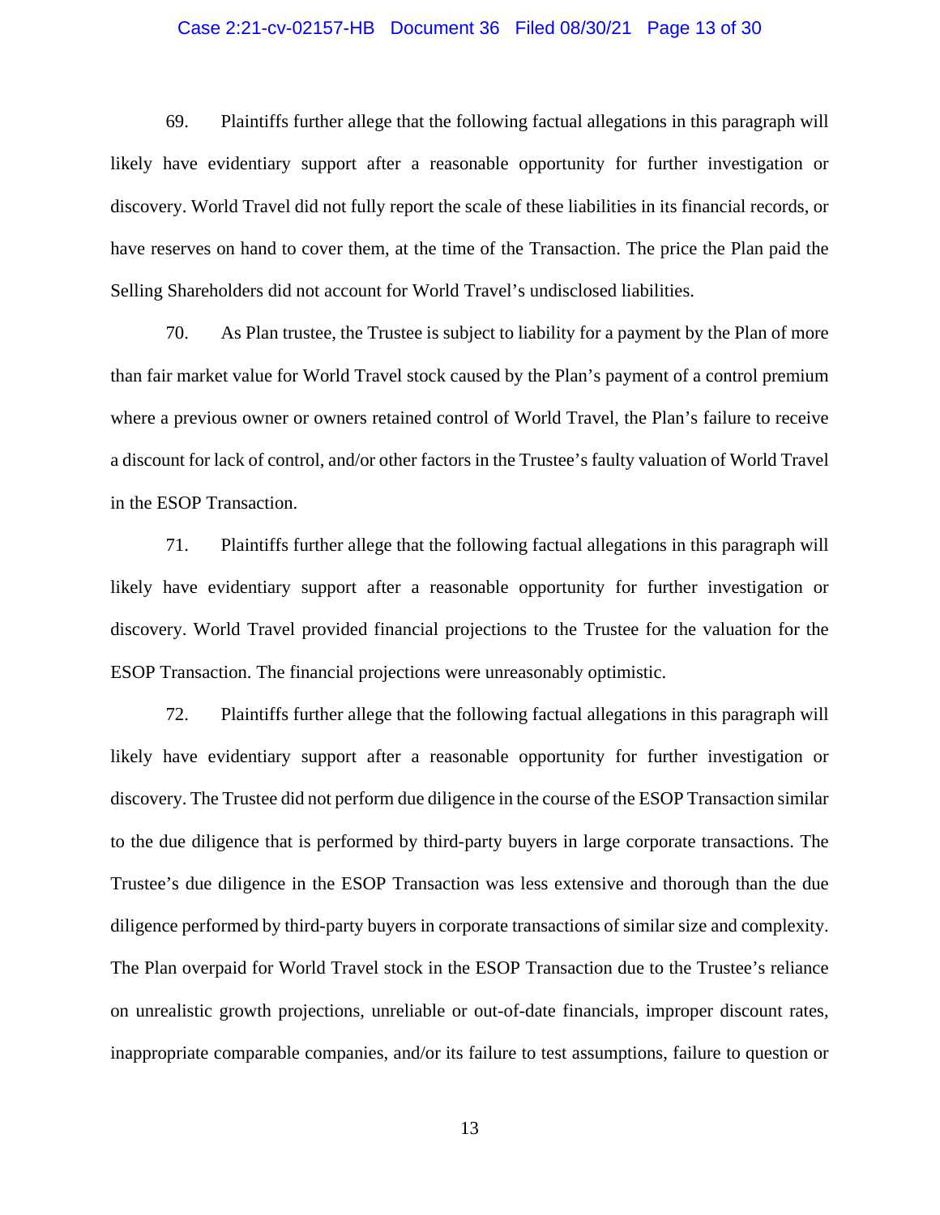69. Plaintiffs further allege that the following factual allegations in this paragraph will likely have evidentiary support after a reasonable opportunity for further investigation or discovery. World Travel did not fully report the scale of these liabilities in its financial records, or have reserves on hand to cover them, at the time of the Transaction. The price the Plan paid the Selling Shareholders did not account for World Travel's undisclosed liabilities.

70. As Plan trustee, the Trustee is subject to liability for a payment by the Plan of more than fair market value for World Travel stock caused by the Plan's payment of a control premium where a previous owner or owners retained control of World Travel, the Plan's failure to receive a discount for lack of control, and/or other factors in the Trustee's faulty valuation of World Travel in the ESOP Transaction.

71. Plaintiffs further allege that the following factual allegations in this paragraph will likely have evidentiary support after a reasonable opportunity for further investigation or discovery. World Travel provided financial projections to the Trustee for the valuation for the ESOP Transaction. The financial projections were unreasonably optimistic.

72. Plaintiffs further allege that the following factual allegations in this paragraph will likely have evidentiary support after a reasonable opportunity for further investigation or discovery. The Trustee did not perform due diligence in the course of the ESOP Transaction similar to the due diligence that is performed by third-party buyers in large corporate transactions. The Trustee's due diligence in the ESOP Transaction was less extensive and thorough than the due diligence performed by third-party buyers in corporate transactions of similar size and complexity. The Plan overpaid for World Travel stock in the ESOP Transaction due to the Trustee's reliance on unrealistic growth projections, unreliable or out-of-date financials, improper discount rates, inappropriate comparable companies, and/or its failure to test assumptions, failure to question or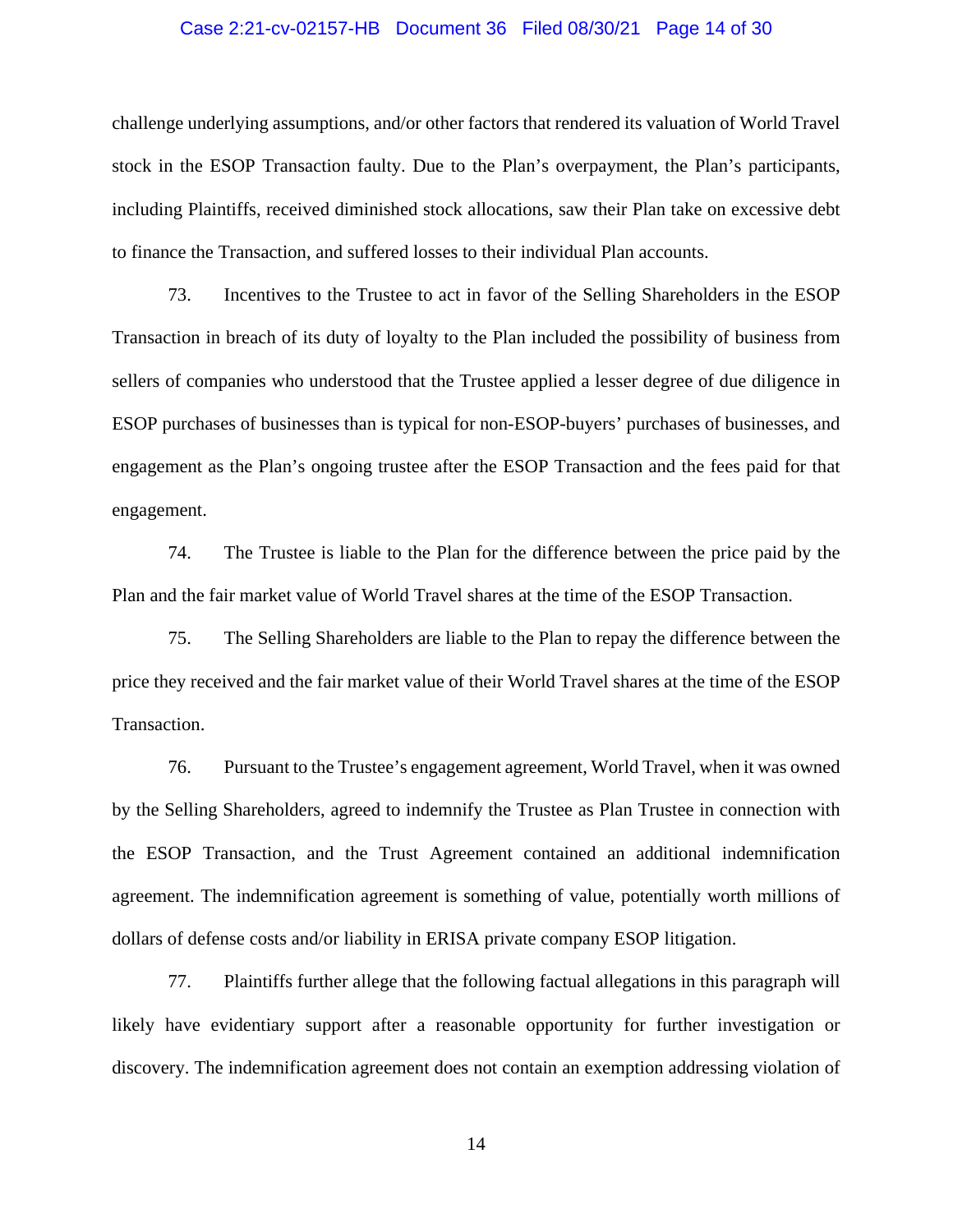challenge underlying assumptions, and/or other factors that rendered its valuation of World Travel stock in the ESOP Transaction faulty. Due to the Plan's overpayment, the Plan's participants, including Plaintiffs, received diminished stock allocations, saw their Plan take on excessive debt to finance the Transaction, and suffered losses to their individual Plan accounts.

73. Incentives to the Trustee to act in favor of the Selling Shareholders in the ESOP Transaction in breach of its duty of loyalty to the Plan included the possibility of business from sellers of companies who understood that the Trustee applied a lesser degree of due diligence in ESOP purchases of businesses than is typical for non-ESOP-buyers' purchases of businesses, and engagement as the Plan's ongoing trustee after the ESOP Transaction and the fees paid for that engagement.

74. The Trustee is liable to the Plan for the difference between the price paid by the Plan and the fair market value of World Travel shares at the time of the ESOP Transaction.

75. The Selling Shareholders are liable to the Plan to repay the difference between the price they received and the fair market value of their World Travel shares at the time of the ESOP Transaction.

76. Pursuant to the Trustee's engagement agreement, World Travel, when it was owned by the Selling Shareholders, agreed to indemnify the Trustee as Plan Trustee in connection with the ESOP Transaction, and the Trust Agreement contained an additional indemnification agreement. The indemnification agreement is something of value, potentially worth millions of dollars of defense costs and/or liability in ERISA private company ESOP litigation.

77. Plaintiffs further allege that the following factual allegations in this paragraph will likely have evidentiary support after a reasonable opportunity for further investigation or discovery. The indemnification agreement does not contain an exemption addressing violation of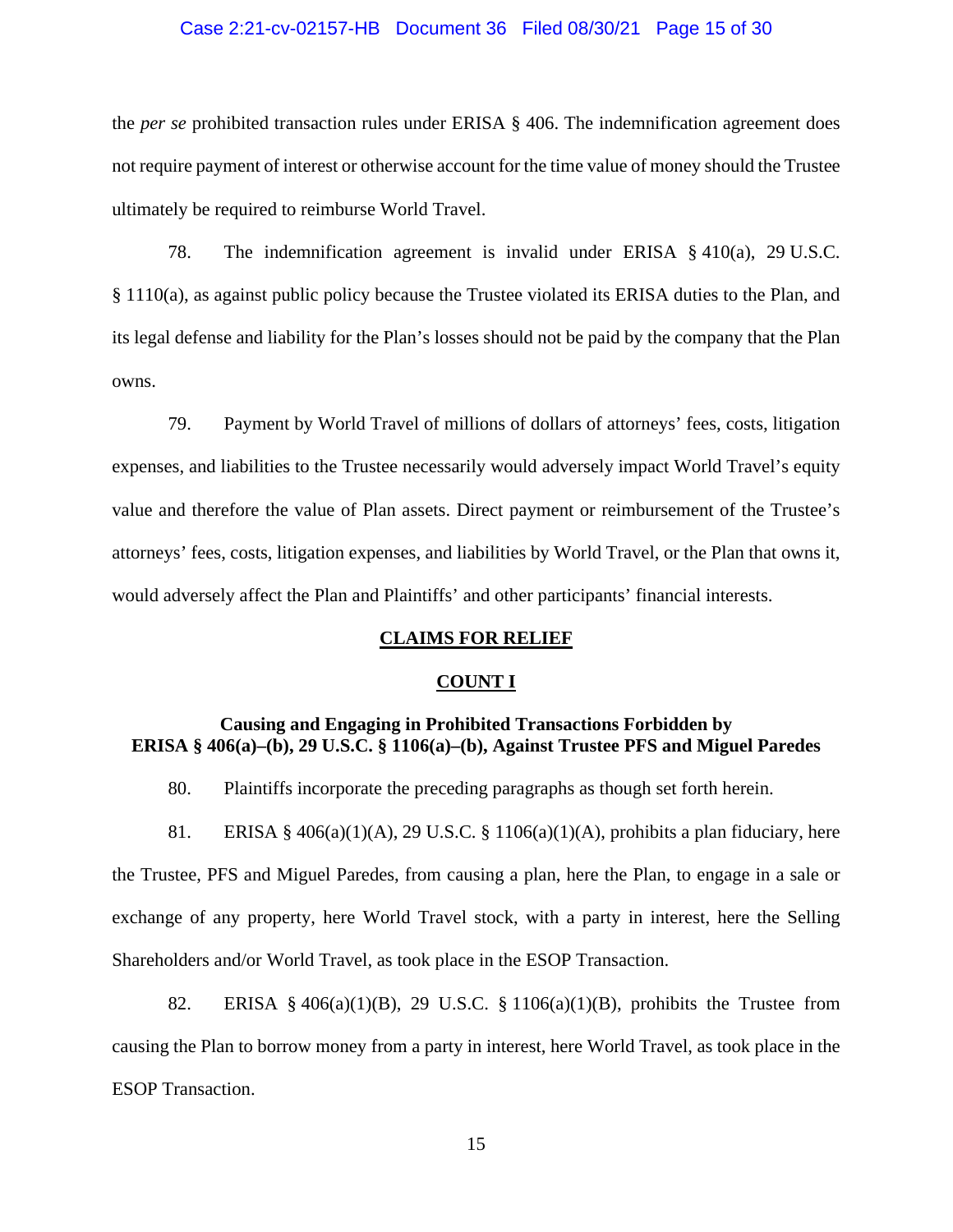the *per se* prohibited transaction rules under ERISA § 406. The indemnification agreement does not require payment of interest or otherwise account for the time value of money should the Trustee ultimately be required to reimburse World Travel.

78. The indemnification agreement is invalid under ERISA § 410(a), 29 U.S.C. § 1110(a), as against public policy because the Trustee violated its ERISA duties to the Plan, and its legal defense and liability for the Plan's losses should not be paid by the company that the Plan owns.

79. Payment by World Travel of millions of dollars of attorneys' fees, costs, litigation expenses, and liabilities to the Trustee necessarily would adversely impact World Travel's equity value and therefore the value of Plan assets. Direct payment or reimbursement of the Trustee's attorneys' fees, costs, litigation expenses, and liabilities by World Travel, or the Plan that owns it, would adversely affect the Plan and Plaintiffs' and other participants' financial interests.

## CLAIMS FOR RELIEF

## COUNT I

### Causing and Engaging in Prohibited Transactions Forbidden by ERISA § 406(a)–(b), 29 U.S.C. § 1106(a)–(b), Against Trustee PFS and Miguel Paredes

80. Plaintiffs incorporate the preceding paragraphs as though set forth herein.

81. ERISA § 406(a)(1)(A), 29 U.S.C. § 1106(a)(1)(A), prohibits a plan fiduciary, here the Trustee, PFS and Miguel Paredes, from causing a plan, here the Plan, to engage in a sale or exchange of any property, here World Travel stock, with a party in interest, here the Selling Shareholders and/or World Travel, as took place in the ESOP Transaction.

82. ERISA § 406(a)(1)(B), 29 U.S.C. § 1106(a)(1)(B), prohibits the Trustee from causing the Plan to borrow money from a party in interest, here World Travel, as took place in the ESOP Transaction.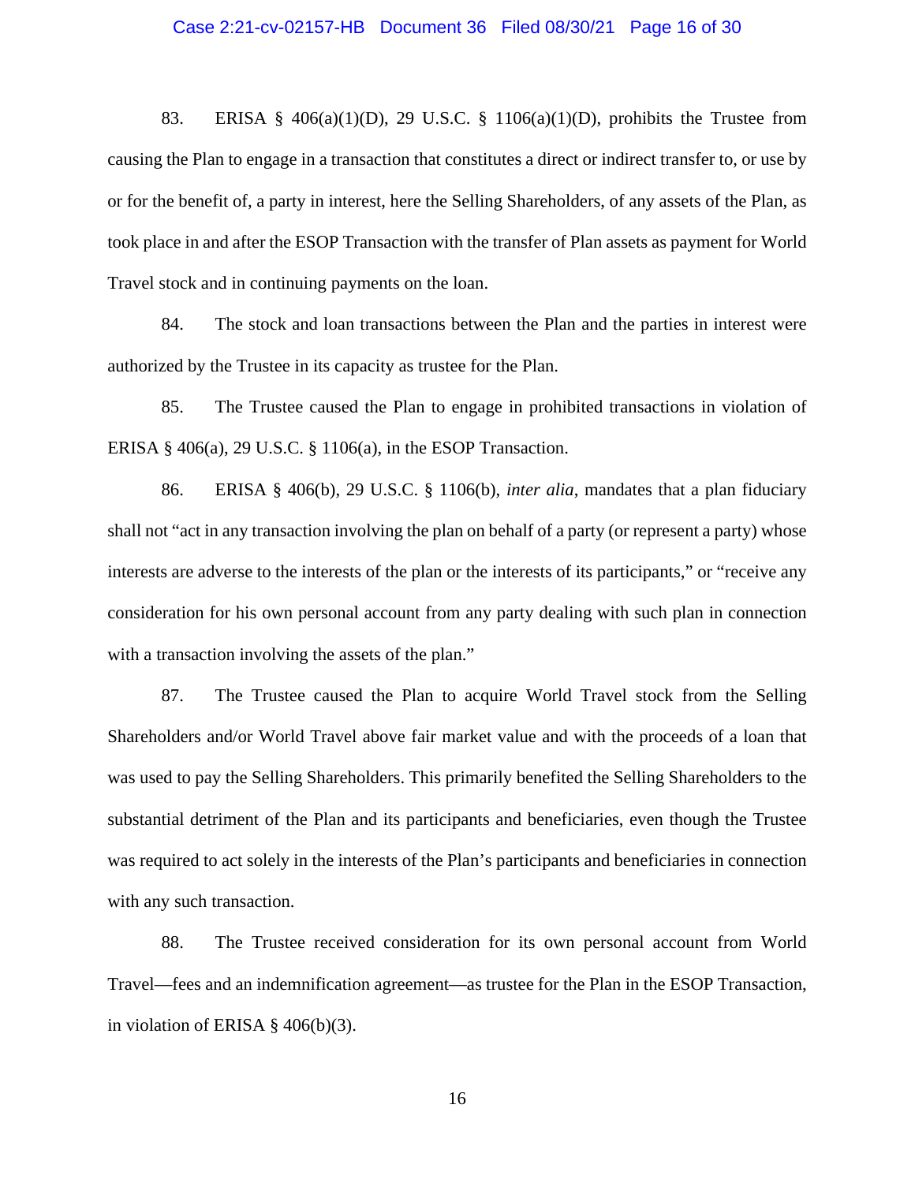83. ERISA § 406(a)(1)(D), 29 U.S.C. § 1106(a)(1)(D), prohibits the Trustee from causing the Plan to engage in a transaction that constitutes a direct or indirect transfer to, or use by or for the benefit of, a party in interest, here the Selling Shareholders, of any assets of the Plan, as took place in and after the ESOP Transaction with the transfer of Plan assets as payment for World Travel stock and in continuing payments on the loan.

84. The stock and loan transactions between the Plan and the parties in interest were authorized by the Trustee in its capacity as trustee for the Plan.

85. The Trustee caused the Plan to engage in prohibited transactions in violation of ERISA § 406(a), 29 U.S.C. § 1106(a), in the ESOP Transaction.

86. ERISA § 406(b), 29 U.S.C. § 1106(b), *inter alia*, mandates that a plan fiduciary shall not "act in any transaction involving the plan on behalf of a party (or represent a party) whose interests are adverse to the interests of the plan or the interests of its participants," or "receive any consideration for his own personal account from any party dealing with such plan in connection with a transaction involving the assets of the plan."

87. The Trustee caused the Plan to acquire World Travel stock from the Selling Shareholders and/or World Travel above fair market value and with the proceeds of a loan that was used to pay the Selling Shareholders. This primarily benefited the Selling Shareholders to the substantial detriment of the Plan and its participants and beneficiaries, even though the Trustee was required to act solely in the interests of the Plan's participants and beneficiaries in connection with any such transaction.

88. The Trustee received consideration for its own personal account from World Travel—fees and an indemnification agreement—as trustee for the Plan in the ESOP Transaction, in violation of ERISA § 406(b)(3).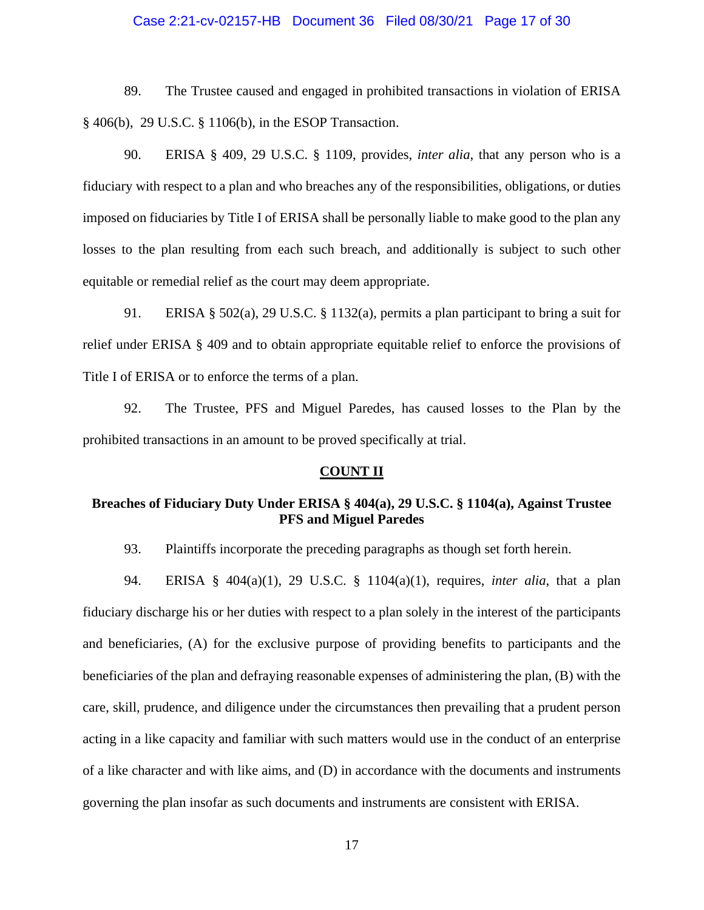89. The Trustee caused and engaged in prohibited transactions in violation of ERISA § 406(b), 29 U.S.C. § 1106(b), in the ESOP Transaction.

90. ERISA § 409, 29 U.S.C. § 1109, provides, *inter alia*, that any person who is a fiduciary with respect to a plan and who breaches any of the responsibilities, obligations, or duties imposed on fiduciaries by Title I of ERISA shall be personally liable to make good to the plan any losses to the plan resulting from each such breach, and additionally is subject to such other equitable or remedial relief as the court may deem appropriate.

91. ERISA § 502(a), 29 U.S.C. § 1132(a), permits a plan participant to bring a suit for relief under ERISA § 409 and to obtain appropriate equitable relief to enforce the provisions of Title I of ERISA or to enforce the terms of a plan.

92. The Trustee, PFS and Miguel Paredes, has caused losses to the Plan by the prohibited transactions in an amount to be proved specifically at trial.

## <u>COUNT II</u>

### Breaches of Fiduciary Duty Under ERISA § 404(a), 29 U.S.C. § 1104(a), Against Trustee PFS and Miguel Paredes

93. Plaintiffs incorporate the preceding paragraphs as though set forth herein.

94. ERISA § 404(a)(1), 29 U.S.C. § 1104(a)(1), requires, *inter alia*, that a plan fiduciary discharge his or her duties with respect to a plan solely in the interest of the participants and beneficiaries, (A) for the exclusive purpose of providing benefits to participants and the beneficiaries of the plan and defraying reasonable expenses of administering the plan, (B) with the care, skill, prudence, and diligence under the circumstances then prevailing that a prudent person acting in a like capacity and familiar with such matters would use in the conduct of an enterprise of a like character and with like aims, and (D) in accordance with the documents and instruments governing the plan insofar as such documents and instruments are consistent with ERISA.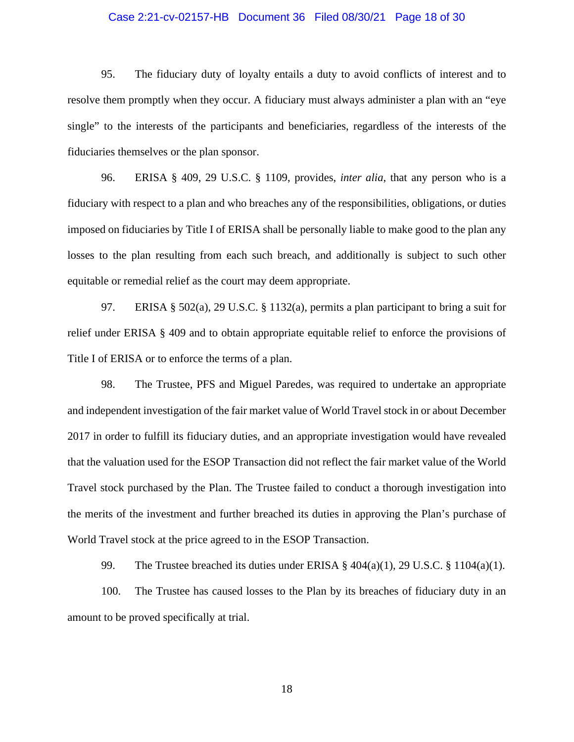95. The fiduciary duty of loyalty entails a duty to avoid conflicts of interest and to resolve them promptly when they occur. A fiduciary must always administer a plan with an "eye single" to the interests of the participants and beneficiaries, regardless of the interests of the fiduciaries themselves or the plan sponsor.

96. ERISA § 409, 29 U.S.C. § 1109, provides, *inter alia*, that any person who is a fiduciary with respect to a plan and who breaches any of the responsibilities, obligations, or duties imposed on fiduciaries by Title I of ERISA shall be personally liable to make good to the plan any losses to the plan resulting from each such breach, and additionally is subject to such other equitable or remedial relief as the court may deem appropriate.

97. ERISA § 502(a), 29 U.S.C. § 1132(a), permits a plan participant to bring a suit for relief under ERISA § 409 and to obtain appropriate equitable relief to enforce the provisions of Title I of ERISA or to enforce the terms of a plan.

98. The Trustee, PFS and Miguel Paredes, was required to undertake an appropriate and independent investigation of the fair market value of World Travel stock in or about December 2017 in order to fulfill its fiduciary duties, and an appropriate investigation would have revealed that the valuation used for the ESOP Transaction did not reflect the fair market value of the World Travel stock purchased by the Plan. The Trustee failed to conduct a thorough investigation into the merits of the investment and further breached its duties in approving the Plan's purchase of World Travel stock at the price agreed to in the ESOP Transaction.

99. The Trustee breached its duties under ERISA § 404(a)(1), 29 U.S.C. § 1104(a)(1).

100. The Trustee has caused losses to the Plan by its breaches of fiduciary duty in an amount to be proved specifically at trial.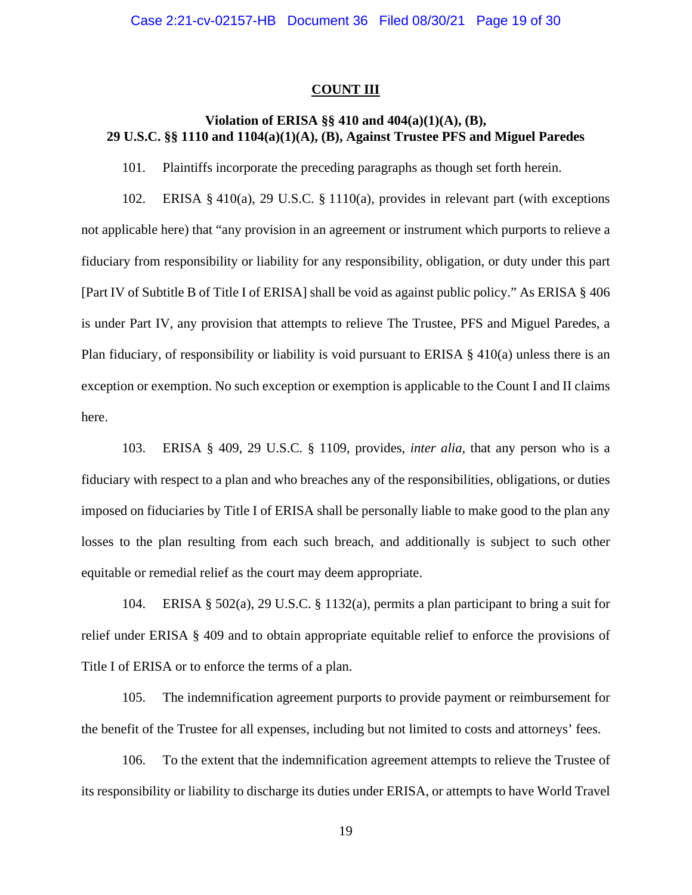## COUNT III

### Violation of ERISA §§ 410 and 404(a)(1)(A), (B), 29 U.S.C. §§ 1110 and 1104(a)(1)(A), (B), Against Trustee PFS and Miguel Paredes

101. Plaintiffs incorporate the preceding paragraphs as though set forth herein.

102. ERISA § 410(a), 29 U.S.C. § 1110(a), provides in relevant part (with exceptions not applicable here) that "any provision in an agreement or instrument which purports to relieve a fiduciary from responsibility or liability for any responsibility, obligation, or duty under this part [Part IV of Subtitle B of Title I of ERISA] shall be void as against public policy." As ERISA § 406 is under Part IV, any provision that attempts to relieve The Trustee, PFS and Miguel Paredes, a Plan fiduciary, of responsibility or liability is void pursuant to ERISA § 410(a) unless there is an exception or exemption. No such exception or exemption is applicable to the Count I and II claims here.

103. ERISA § 409, 29 U.S.C. § 1109, provides, *inter alia*, that any person who is a fiduciary with respect to a plan and who breaches any of the responsibilities, obligations, or duties imposed on fiduciaries by Title I of ERISA shall be personally liable to make good to the plan any losses to the plan resulting from each such breach, and additionally is subject to such other equitable or remedial relief as the court may deem appropriate.

104. ERISA § 502(a), 29 U.S.C. § 1132(a), permits a plan participant to bring a suit for relief under ERISA § 409 and to obtain appropriate equitable relief to enforce the provisions of Title I of ERISA or to enforce the terms of a plan.

105. The indemnification agreement purports to provide payment or reimbursement for the benefit of the Trustee for all expenses, including but not limited to costs and attorneys' fees.

106. To the extent that the indemnification agreement attempts to relieve the Trustee of its responsibility or liability to discharge its duties under ERISA, or attempts to have World Travel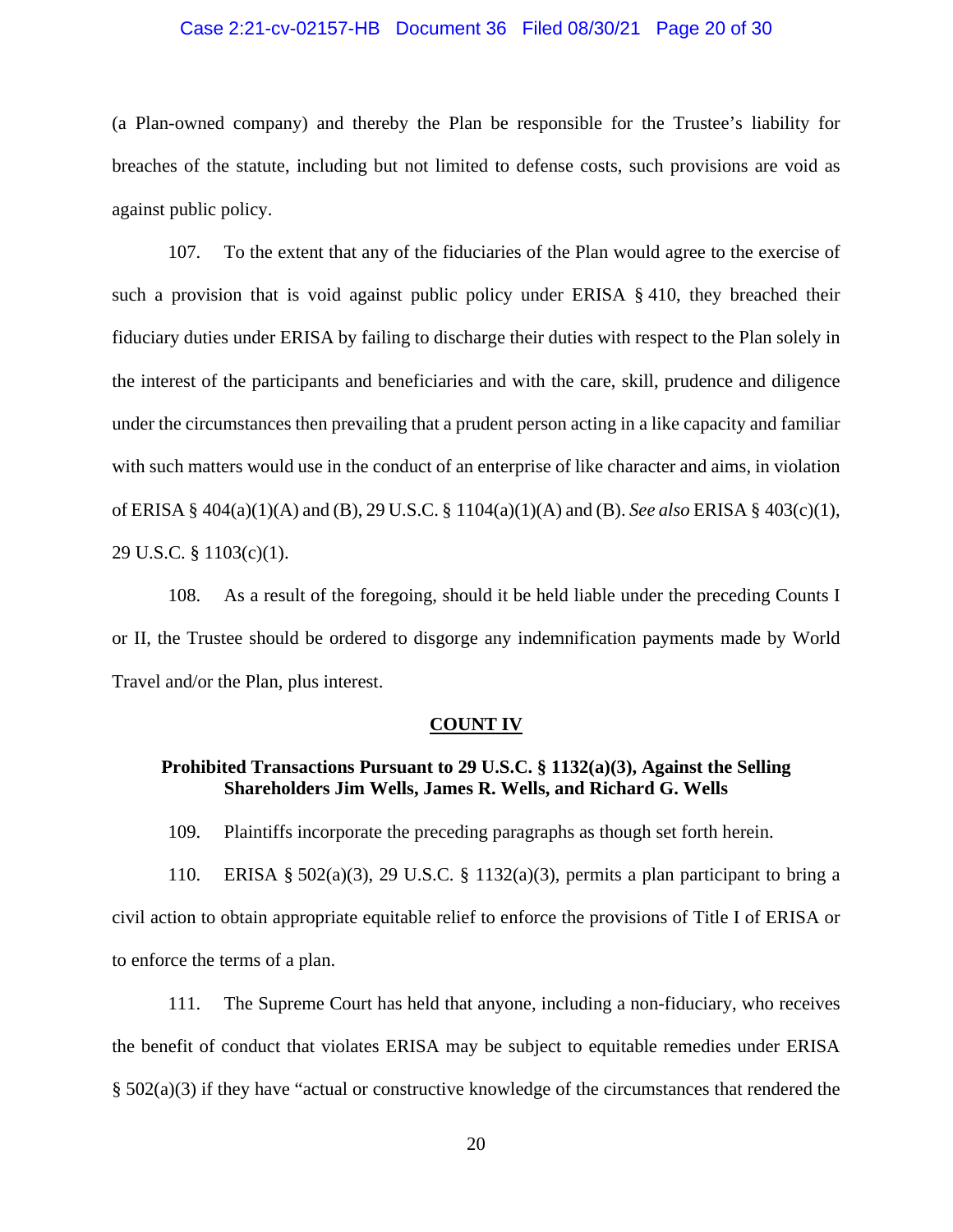(a Plan-owned company) and thereby the Plan be responsible for the Trustee's liability for breaches of the statute, including but not limited to defense costs, such provisions are void as against public policy.

107. To the extent that any of the fiduciaries of the Plan would agree to the exercise of such a provision that is void against public policy under ERISA § 410, they breached their fiduciary duties under ERISA by failing to discharge their duties with respect to the Plan solely in the interest of the participants and beneficiaries and with the care, skill, prudence and diligence under the circumstances then prevailing that a prudent person acting in a like capacity and familiar with such matters would use in the conduct of an enterprise of like character and aims, in violation of ERISA § 404(a)(1)(A) and (B), 29 U.S.C. § 1104(a)(1)(A) and (B). *See also* ERISA § 403(c)(1), 29 U.S.C. § 1103(c)(1).

108. As a result of the foregoing, should it be held liable under the preceding Counts I or II, the Trustee should be ordered to disgorge any indemnification payments made by World Travel and/or the Plan, plus interest.

## COUNT IV

### Prohibited Transactions Pursuant to 29 U.S.C. § 1132(a)(3), Against the Selling Shareholders Jim Wells, James R. Wells, and Richard G. Wells

109. Plaintiffs incorporate the preceding paragraphs as though set forth herein.

110. ERISA § 502(a)(3), 29 U.S.C. § 1132(a)(3), permits a plan participant to bring a civil action to obtain appropriate equitable relief to enforce the provisions of Title I of ERISA or to enforce the terms of a plan.

111. The Supreme Court has held that anyone, including a non-fiduciary, who receives the benefit of conduct that violates ERISA may be subject to equitable remedies under ERISA § 502(a)(3) if they have "actual or constructive knowledge of the circumstances that rendered the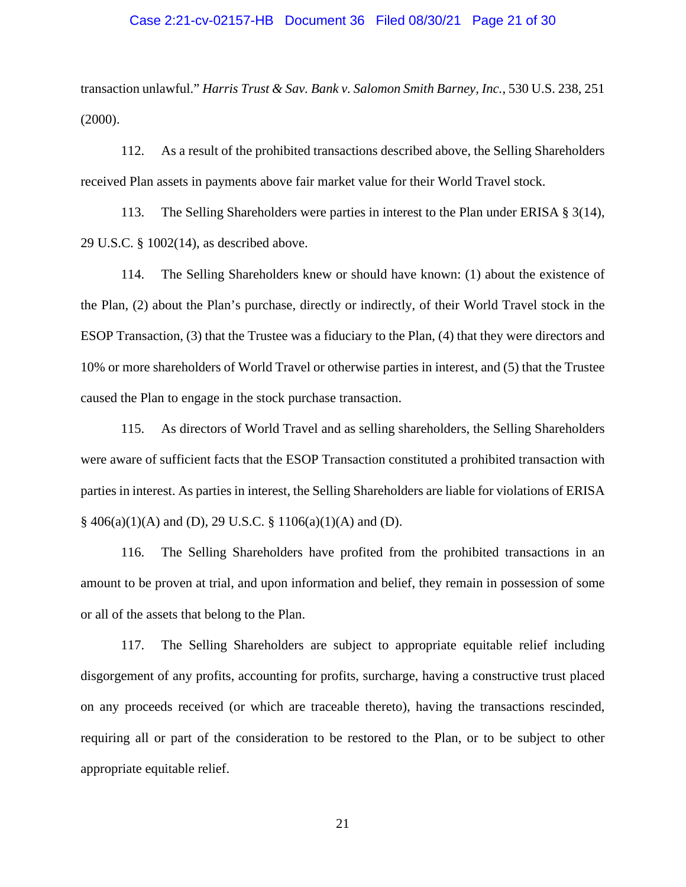transaction unlawful." *Harris Trust & Sav. Bank v. Salomon Smith Barney, Inc.*, 530 U.S. 238, 251 (2000).

112. As a result of the prohibited transactions described above, the Selling Shareholders received Plan assets in payments above fair market value for their World Travel stock.

113. The Selling Shareholders were parties in interest to the Plan under ERISA § 3(14), 29 U.S.C. § 1002(14), as described above.

114. The Selling Shareholders knew or should have known: (1) about the existence of the Plan, (2) about the Plan's purchase, directly or indirectly, of their World Travel stock in the ESOP Transaction, (3) that the Trustee was a fiduciary to the Plan, (4) that they were directors and 10% or more shareholders of World Travel or otherwise parties in interest, and (5) that the Trustee caused the Plan to engage in the stock purchase transaction.

115. As directors of World Travel and as selling shareholders, the Selling Shareholders were aware of sufficient facts that the ESOP Transaction constituted a prohibited transaction with parties in interest. As parties in interest, the Selling Shareholders are liable for violations of ERISA § 406(a)(1)(A) and (D), 29 U.S.C. § 1106(a)(1)(A) and (D).

116. The Selling Shareholders have profited from the prohibited transactions in an amount to be proven at trial, and upon information and belief, they remain in possession of some or all of the assets that belong to the Plan.

117. The Selling Shareholders are subject to appropriate equitable relief including disgorgement of any profits, accounting for profits, surcharge, having a constructive trust placed on any proceeds received (or which are traceable thereto), having the transactions rescinded, requiring all or part of the consideration to be restored to the Plan, or to be subject to other appropriate equitable relief.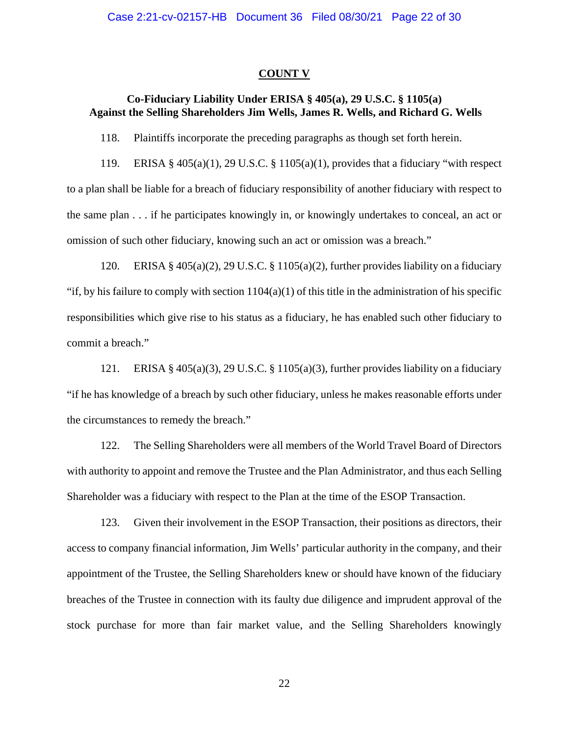## COUNT V

### Co-Fiduciary Liability Under ERISA § 405(a), 29 U.S.C. § 1105(a) Against the Selling Shareholders Jim Wells, James R. Wells, and Richard G. Wells

118. Plaintiffs incorporate the preceding paragraphs as though set forth herein.

119. ERISA § 405(a)(1), 29 U.S.C. § 1105(a)(1), provides that a fiduciary "with respect to a plan shall be liable for a breach of fiduciary responsibility of another fiduciary with respect to the same plan . . . if he participates knowingly in, or knowingly undertakes to conceal, an act or omission of such other fiduciary, knowing such an act or omission was a breach."

120. ERISA § 405(a)(2), 29 U.S.C. § 1105(a)(2), further provides liability on a fiduciary "if, by his failure to comply with section 1104(a)(1) of this title in the administration of his specific responsibilities which give rise to his status as a fiduciary, he has enabled such other fiduciary to commit a breach."

121. ERISA § 405(a)(3), 29 U.S.C. § 1105(a)(3), further provides liability on a fiduciary "if he has knowledge of a breach by such other fiduciary, unless he makes reasonable efforts under the circumstances to remedy the breach."

122. The Selling Shareholders were all members of the World Travel Board of Directors with authority to appoint and remove the Trustee and the Plan Administrator, and thus each Selling Shareholder was a fiduciary with respect to the Plan at the time of the ESOP Transaction.

123. Given their involvement in the ESOP Transaction, their positions as directors, their access to company financial information, Jim Wells' particular authority in the company, and their appointment of the Trustee, the Selling Shareholders knew or should have known of the fiduciary breaches of the Trustee in connection with its faulty due diligence and imprudent approval of the stock purchase for more than fair market value, and the Selling Shareholders knowingly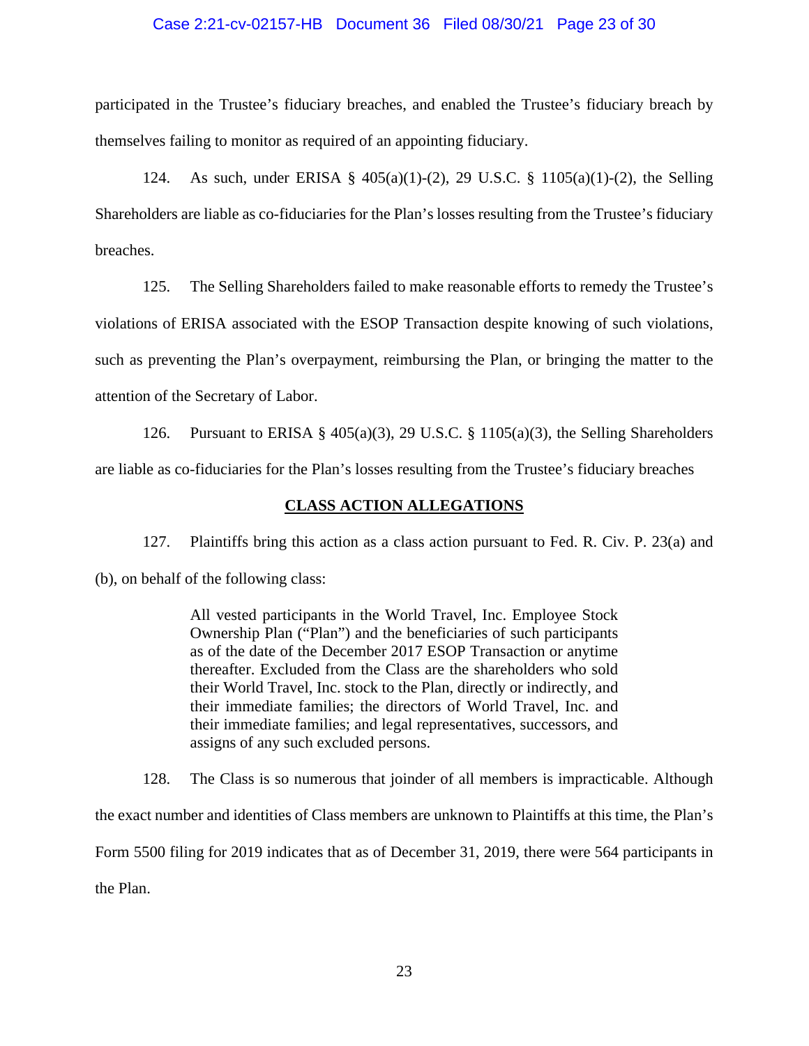participated in the Trustee's fiduciary breaches, and enabled the Trustee's fiduciary breach by themselves failing to monitor as required of an appointing fiduciary.

124. As such, under ERISA § 405(a)(1)-(2), 29 U.S.C. § 1105(a)(1)-(2), the Selling Shareholders are liable as co-fiduciaries for the Plan's losses resulting from the Trustee's fiduciary breaches.

125. The Selling Shareholders failed to make reasonable efforts to remedy the Trustee's violations of ERISA associated with the ESOP Transaction despite knowing of such violations, such as preventing the Plan's overpayment, reimbursing the Plan, or bringing the matter to the attention of the Secretary of Labor.

126. Pursuant to ERISA § 405(a)(3), 29 U.S.C. § 1105(a)(3), the Selling Shareholders are liable as co-fiduciaries for the Plan's losses resulting from the Trustee's fiduciary breaches

## CLASS ACTION ALLEGATIONS

127. Plaintiffs bring this action as a class action pursuant to Fed. R. Civ. P. 23(a) and (b), on behalf of the following class:

> All vested participants in the World Travel, Inc. Employee Stock Ownership Plan ("Plan") and the beneficiaries of such participants as of the date of the December 2017 ESOP Transaction or anytime thereafter. Excluded from the Class are the shareholders who sold their World Travel, Inc. stock to the Plan, directly or indirectly, and their immediate families; the directors of World Travel, Inc. and their immediate families; and legal representatives, successors, and assigns of any such excluded persons.

128. The Class is so numerous that joinder of all members is impracticable. Although the exact number and identities of Class members are unknown to Plaintiffs at this time, the Plan's Form 5500 filing for 2019 indicates that as of December 31, 2019, there were 564 participants in the Plan.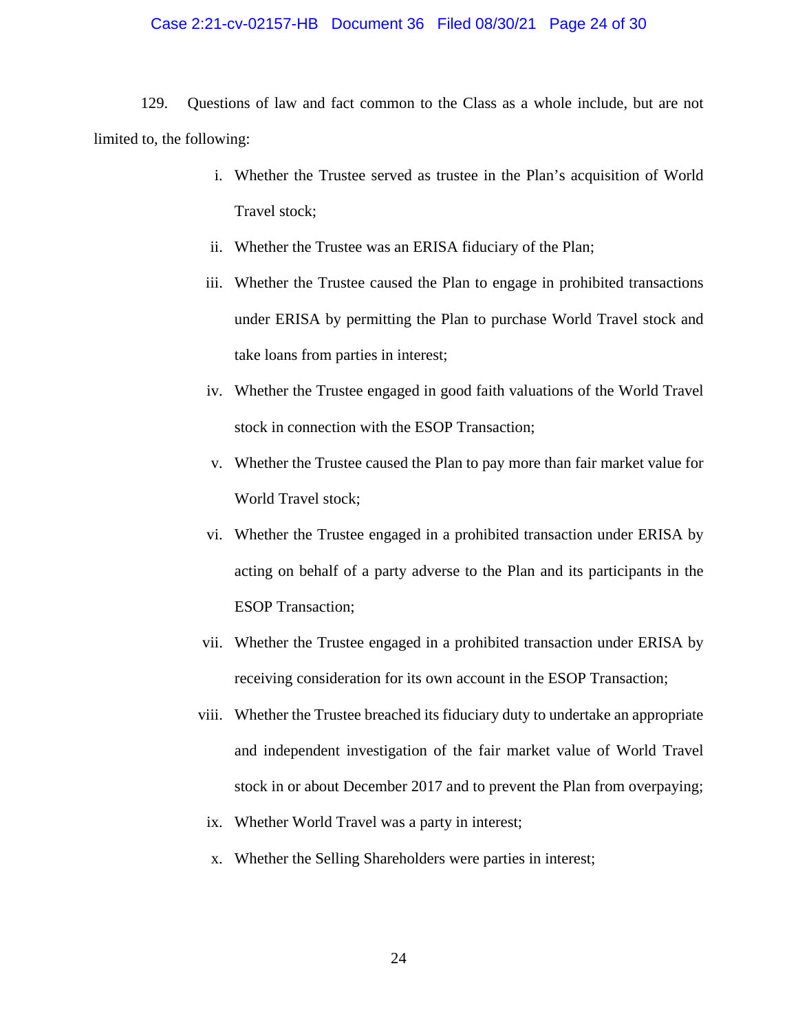129. Questions of law and fact common to the Class as a whole include, but are not limited to, the following:

i. Whether the Trustee served as trustee in the Plan's acquisition of World Travel stock;

ii. Whether the Trustee was an ERISA fiduciary of the Plan;

iii. Whether the Trustee caused the Plan to engage in prohibited transactions under ERISA by permitting the Plan to purchase World Travel stock and take loans from parties in interest;

iv. Whether the Trustee engaged in good faith valuations of the World Travel stock in connection with the ESOP Transaction;

v. Whether the Trustee caused the Plan to pay more than fair market value for World Travel stock;

vi. Whether the Trustee engaged in a prohibited transaction under ERISA by acting on behalf of a party adverse to the Plan and its participants in the ESOP Transaction;

vii. Whether the Trustee engaged in a prohibited transaction under ERISA by receiving consideration for its own account in the ESOP Transaction;

viii. Whether the Trustee breached its fiduciary duty to undertake an appropriate and independent investigation of the fair market value of World Travel stock in or about December 2017 and to prevent the Plan from overpaying;

ix. Whether World Travel was a party in interest;

x. Whether the Selling Shareholders were parties in interest;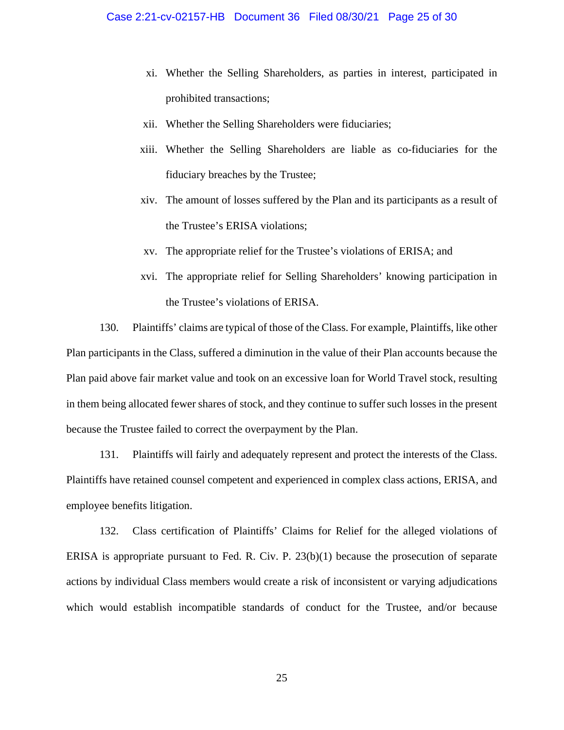xi. Whether the Selling Shareholders, as parties in interest, participated in prohibited transactions;

xii. Whether the Selling Shareholders were fiduciaries;

xiii. Whether the Selling Shareholders are liable as co-fiduciaries for the fiduciary breaches by the Trustee;

xiv. The amount of losses suffered by the Plan and its participants as a result of the Trustee's ERISA violations;

xv. The appropriate relief for the Trustee's violations of ERISA; and

xvi. The appropriate relief for Selling Shareholders' knowing participation in the Trustee's violations of ERISA.

130. Plaintiffs' claims are typical of those of the Class. For example, Plaintiffs, like other Plan participants in the Class, suffered a diminution in the value of their Plan accounts because the Plan paid above fair market value and took on an excessive loan for World Travel stock, resulting in them being allocated fewer shares of stock, and they continue to suffer such losses in the present because the Trustee failed to correct the overpayment by the Plan.

131. Plaintiffs will fairly and adequately represent and protect the interests of the Class. Plaintiffs have retained counsel competent and experienced in complex class actions, ERISA, and employee benefits litigation.

132. Class certification of Plaintiffs' Claims for Relief for the alleged violations of ERISA is appropriate pursuant to Fed. R. Civ. P. 23(b)(1) because the prosecution of separate actions by individual Class members would create a risk of inconsistent or varying adjudications which would establish incompatible standards of conduct for the Trustee, and/or because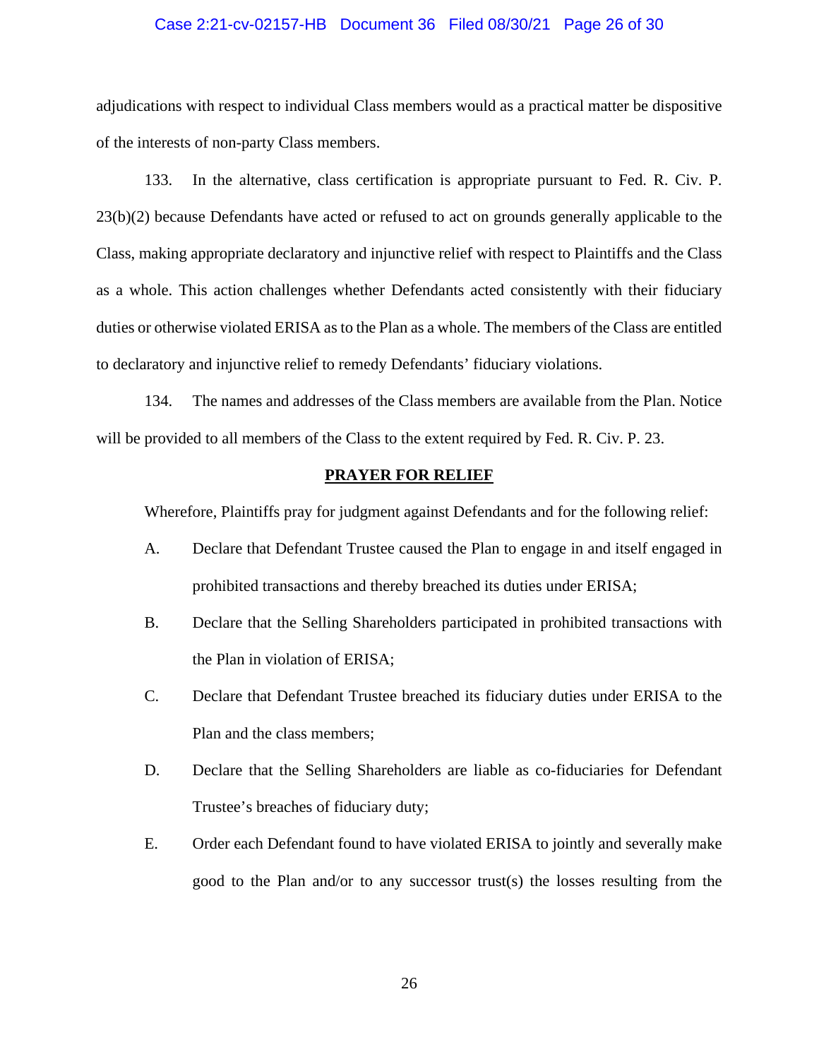adjudications with respect to individual Class members would as a practical matter be dispositive of the interests of non-party Class members.

133. In the alternative, class certification is appropriate pursuant to Fed. R. Civ. P. 23(b)(2) because Defendants have acted or refused to act on grounds generally applicable to the Class, making appropriate declaratory and injunctive relief with respect to Plaintiffs and the Class as a whole. This action challenges whether Defendants acted consistently with their fiduciary duties or otherwise violated ERISA as to the Plan as a whole. The members of the Class are entitled to declaratory and injunctive relief to remedy Defendants' fiduciary violations.

134. The names and addresses of the Class members are available from the Plan. Notice will be provided to all members of the Class to the extent required by Fed. R. Civ. P. 23.

## PRAYER FOR RELIEF

Wherefore, Plaintiffs pray for judgment against Defendants and for the following relief:

A. Declare that Defendant Trustee caused the Plan to engage in and itself engaged in prohibited transactions and thereby breached its duties under ERISA;

B. Declare that the Selling Shareholders participated in prohibited transactions with the Plan in violation of ERISA;

C. Declare that Defendant Trustee breached its fiduciary duties under ERISA to the Plan and the class members;

D. Declare that the Selling Shareholders are liable as co-fiduciaries for Defendant Trustee's breaches of fiduciary duty;

E. Order each Defendant found to have violated ERISA to jointly and severally make good to the Plan and/or to any successor trust(s) the losses resulting from the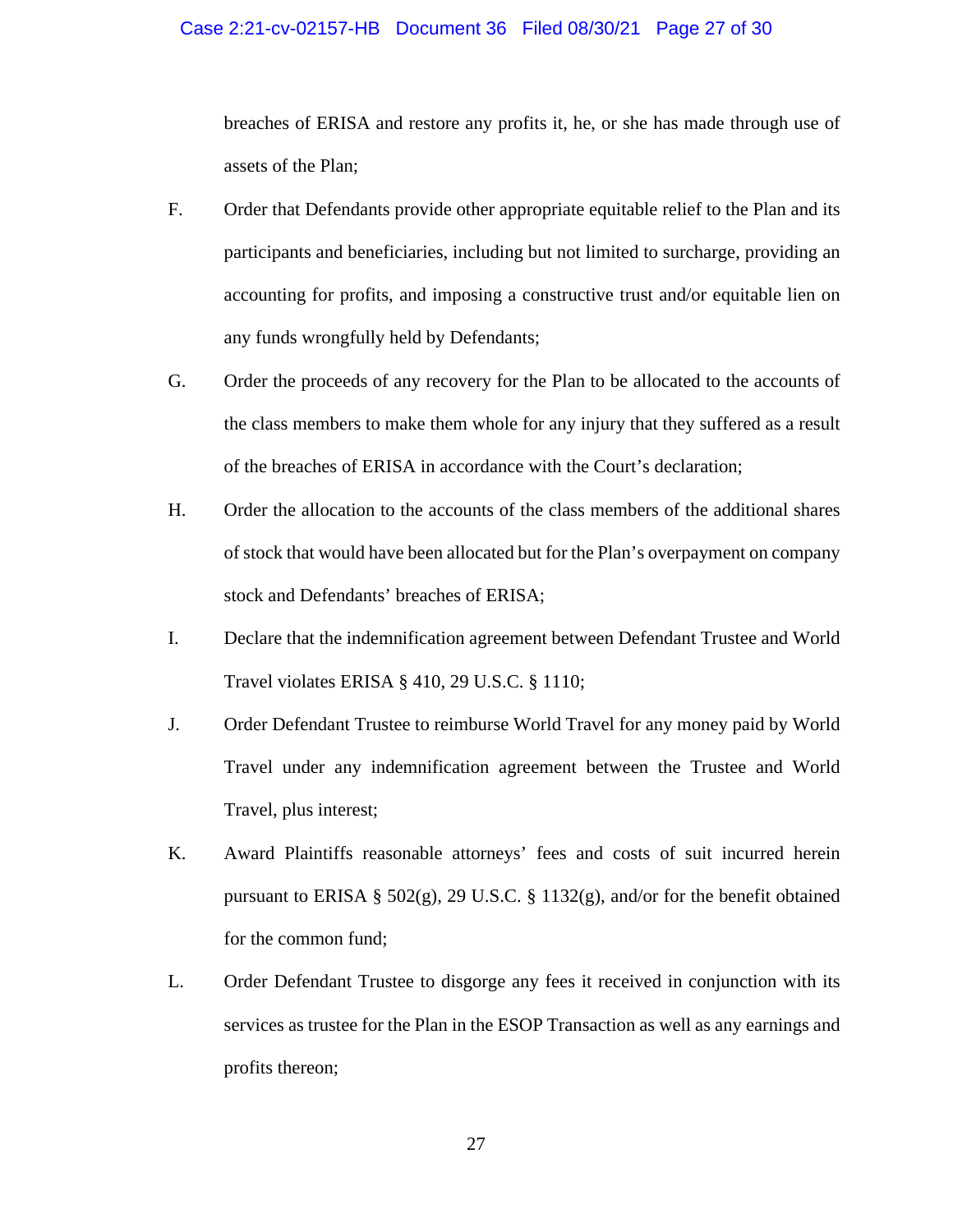breaches of ERISA and restore any profits it, he, or she has made through use of assets of the Plan;

F. Order that Defendants provide other appropriate equitable relief to the Plan and its participants and beneficiaries, including but not limited to surcharge, providing an accounting for profits, and imposing a constructive trust and/or equitable lien on any funds wrongfully held by Defendants;

G. Order the proceeds of any recovery for the Plan to be allocated to the accounts of the class members to make them whole for any injury that they suffered as a result of the breaches of ERISA in accordance with the Court's declaration;

H. Order the allocation to the accounts of the class members of the additional shares of stock that would have been allocated but for the Plan's overpayment on company stock and Defendants' breaches of ERISA;

I. Declare that the indemnification agreement between Defendant Trustee and World Travel violates ERISA § 410, 29 U.S.C. § 1110;

J. Order Defendant Trustee to reimburse World Travel for any money paid by World Travel under any indemnification agreement between the Trustee and World Travel, plus interest;

K. Award Plaintiffs reasonable attorneys' fees and costs of suit incurred herein pursuant to ERISA § 502(g), 29 U.S.C. § 1132(g), and/or for the benefit obtained for the common fund;

L. Order Defendant Trustee to disgorge any fees it received in conjunction with its services as trustee for the Plan in the ESOP Transaction as well as any earnings and profits thereon;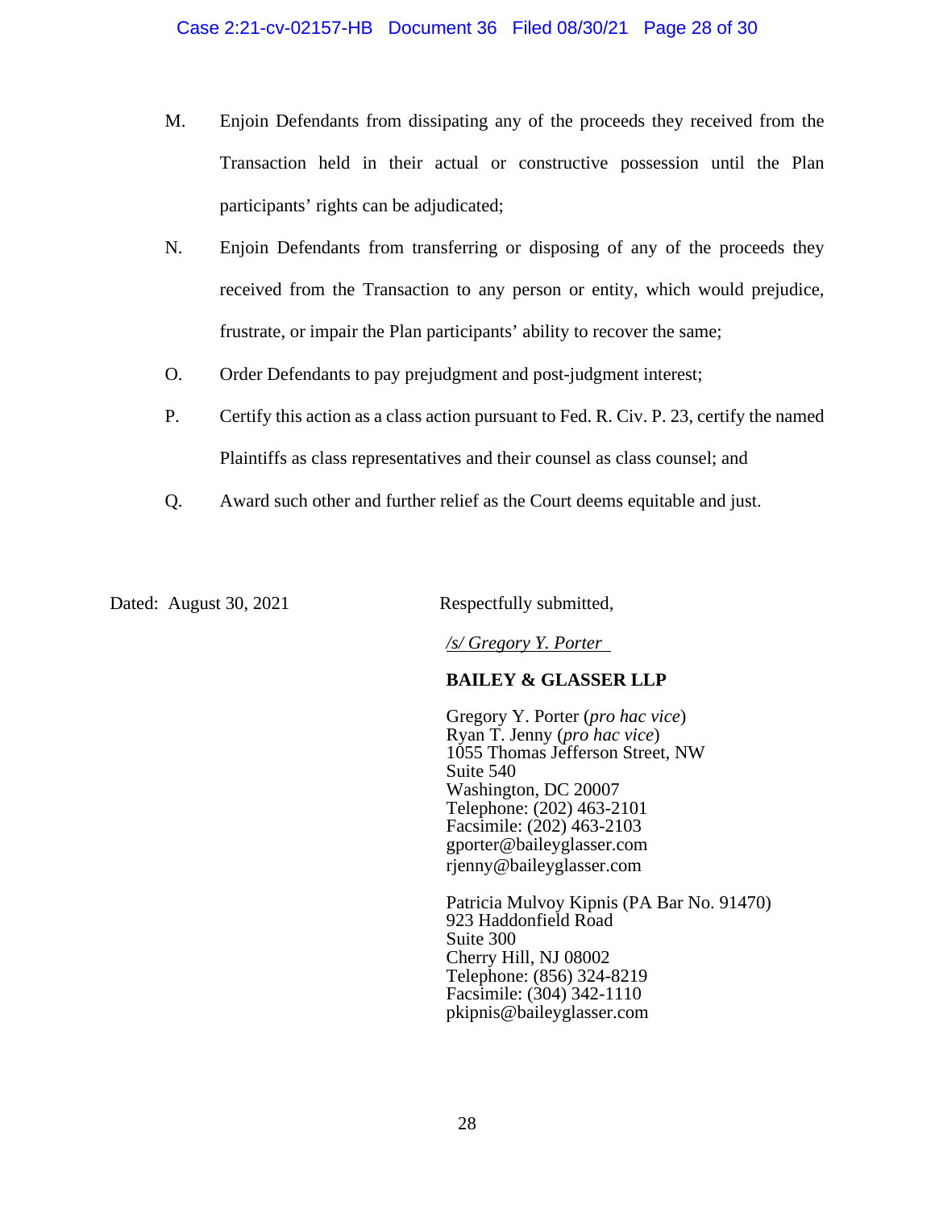M. Enjoin Defendants from dissipating any of the proceeds they received from the Transaction held in their actual or constructive possession until the Plan participants' rights can be adjudicated;

N. Enjoin Defendants from transferring or disposing of any of the proceeds they received from the Transaction to any person or entity, which would prejudice, frustrate, or impair the Plan participants' ability to recover the same;

O. Order Defendants to pay prejudgment and post-judgment interest;

P. Certify this action as a class action pursuant to Fed. R. Civ. P. 23, certify the named Plaintiffs as class representatives and their counsel as class counsel; and

Q. Award such other and further relief as the Court deems equitable and just.

Dated: August 30, 2021

Respectfully submitted,

*/s/ Gregory Y. Porter*

**BAILEY & GLASSER LLP**

Gregory Y. Porter (*pro hac vice*)
Ryan T. Jenny (*pro hac vice*)
1055 Thomas Jefferson Street, NW
Suite 540
Washington, DC 20007
Telephone: (202) 463-2101
Facsimile: (202) 463-2103
gporter@baileyglasser.com
rjenny@baileyglasser.com

Patricia Mulvoy Kipnis (PA Bar No. 91470)
923 Haddonfield Road
Suite 300
Cherry Hill, NJ 08002
Telephone: (856) 324-8219
Facsimile: (304) 342-1110
pkipnis@baileyglasser.com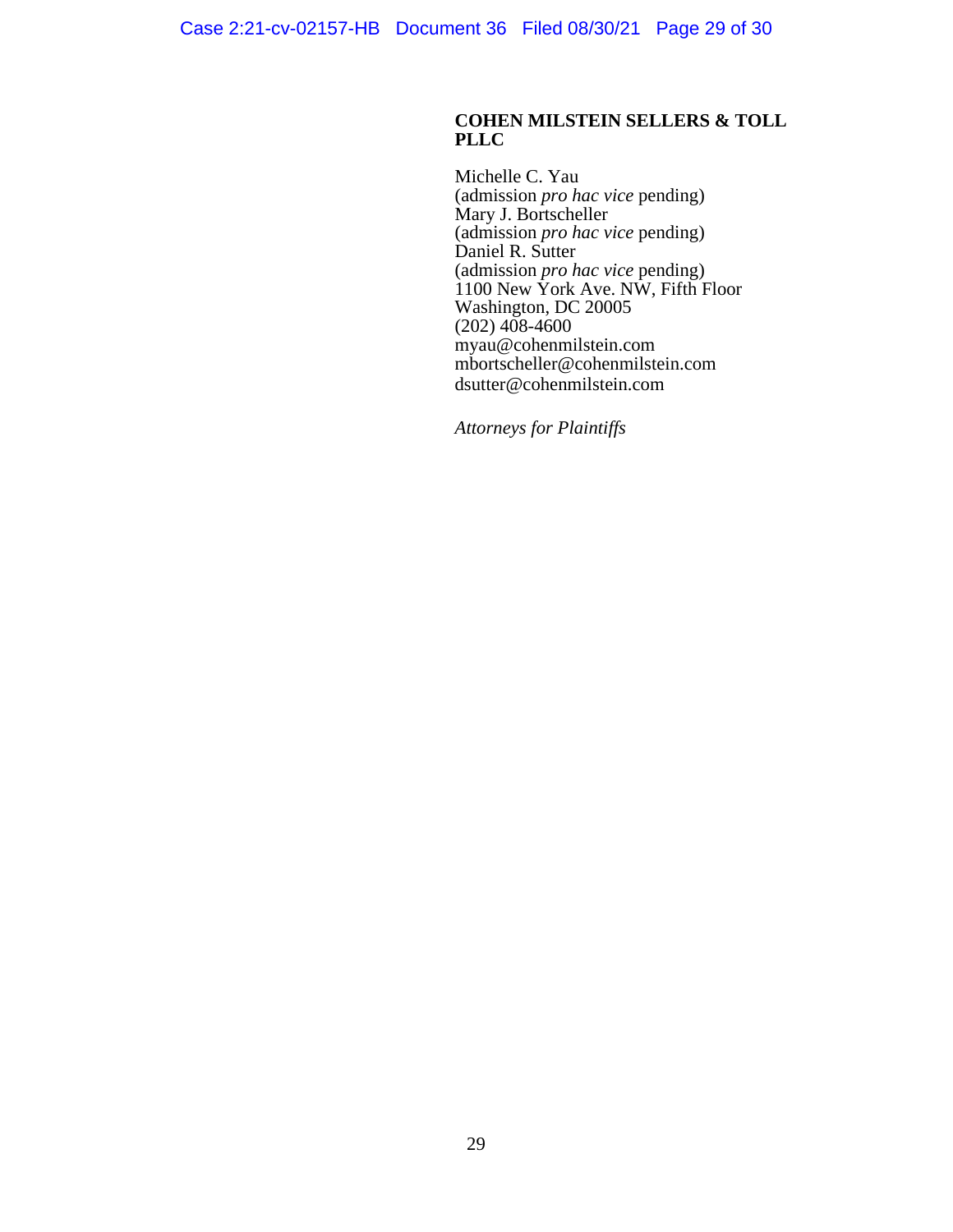**COHEN MILSTEIN SELLERS & TOLL PLLC**

Michelle C. Yau
(admission *pro hac vice* pending)
Mary J. Bortscheller
(admission *pro hac vice* pending)
Daniel R. Sutter
(admission *pro hac vice* pending)
1100 New York Ave. NW, Fifth Floor
Washington, DC 20005
(202) 408-4600
myau@cohenmilstein.com
mbortscheller@cohenmilstein.com
dsutter@cohenmilstein.com

*Attorneys for Plaintiffs*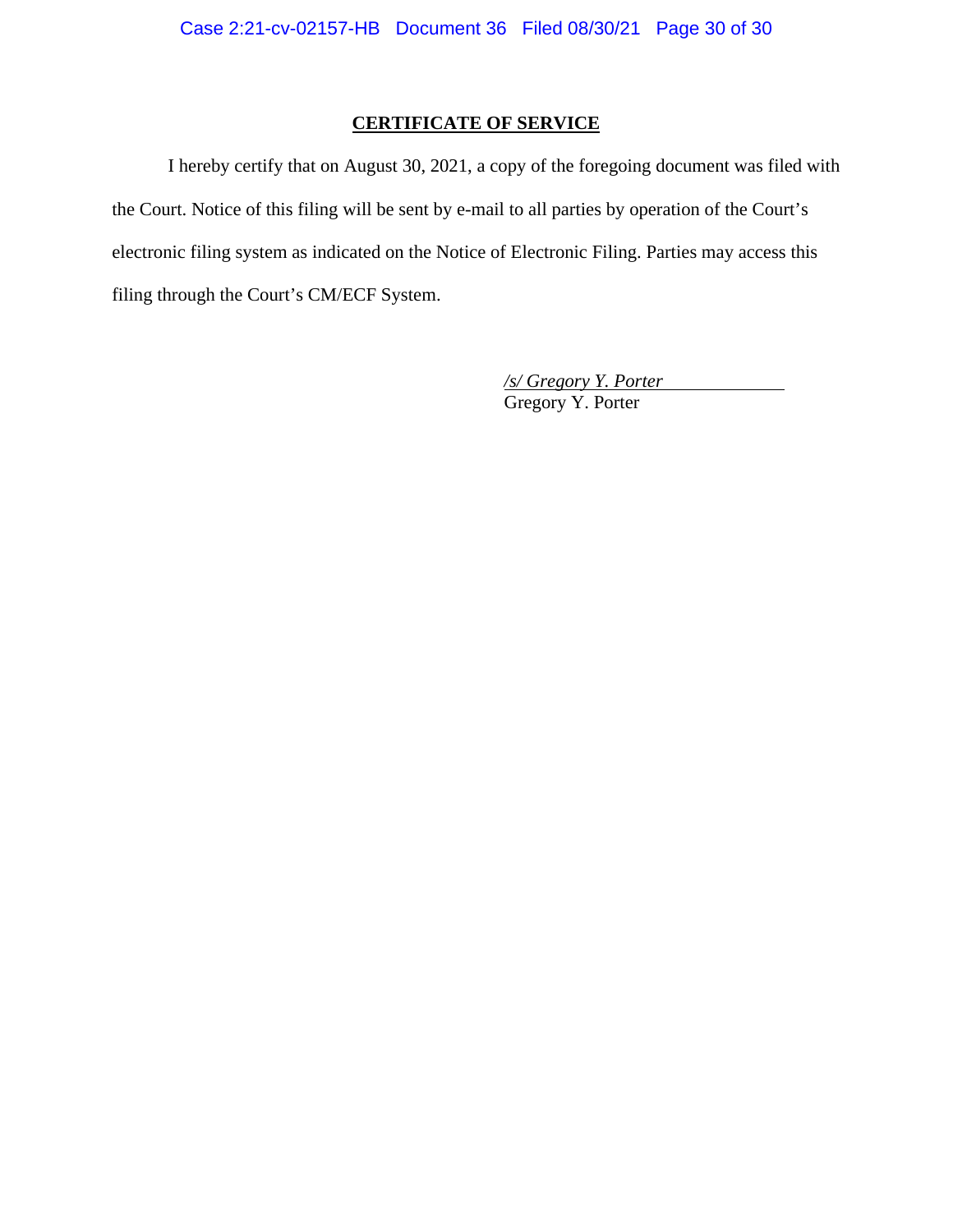**CERTIFICATE OF SERVICE**

I hereby certify that on August 30, 2021, a copy of the foregoing document was filed with the Court. Notice of this filing will be sent by e-mail to all parties by operation of the Court's electronic filing system as indicated on the Notice of Electronic Filing. Parties may access this filing through the Court's CM/ECF System.

*/s/ Gregory Y. Porter*
Gregory Y. Porter